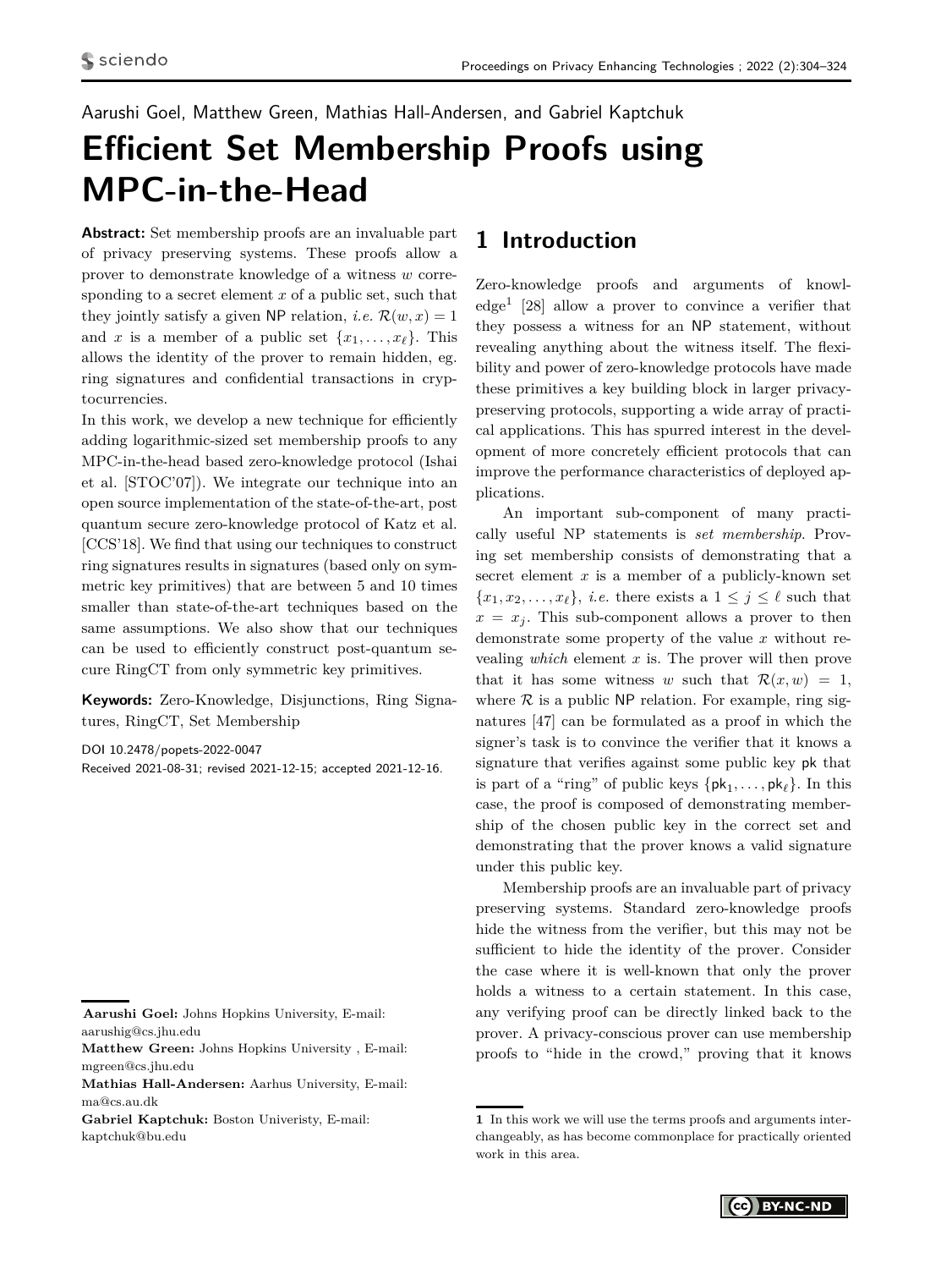Aarushi Goel, Matthew Green, Mathias Hall-Andersen, and Gabriel Kaptchuk

# Efficient Set Membership Proofs using MPC-in-the-Head

**Abstract:** Set membership proofs are an invaluable part of privacy preserving systems. These proofs allow a prover to demonstrate knowledge of a witness $w$ corresponding to a secret element $x$ of a public set, such that they jointly satisfy a given NP relation, *i.e.* $\mathcal{R}(w, x) = 1$ and $x$ is a member of a public set $\{x_1, \dots, x_\ell\}$. This allows the identity of the prover to remain hidden, eg. ring signatures and confidential transactions in cryptocurrencies.

In this work, we develop a new technique for efficiently adding logarithmic-sized set membership proofs to any MPC-in-the-head based zero-knowledge protocol (Ishai et al. [STOC'07]). We integrate our technique into an open source implementation of the state-of-the-art, post quantum secure zero-knowledge protocol of Katz et al. [CCS'18]. We find that using our techniques to construct ring signatures results in signatures (based only on symmetric key primitives) that are between 5 and 10 times smaller than state-of-the-art techniques based on the same assumptions. We also show that our techniques can be used to efficiently construct post-quantum secure RingCT from only symmetric key primitives.

**Keywords:** Zero-Knowledge, Disjunctions, Ring Signatures, RingCT, Set Membership

DOI 10.2478/popets-2022-0047
Received 2021-08-31; revised 2021-12-15; accepted 2021-12-16.

**Aarushi Goel:** Johns Hopkins University, E-mail: aarushig@cs.jhu.edu
**Matthew Green:** Johns Hopkins University , E-mail: mgreen@cs.jhu.edu
**Mathias Hall-Andersen:** Aarhus University, E-mail: ma@cs.au.dk
**Gabriel Kaptchuk:** Boston Univeristy, E-mail: kaptchuk@bu.edu

## 1 Introduction

Zero-knowledge proofs and arguments of knowledge[1] [28] allow a prover to convince a verifier that they possess a witness for an NP statement, without revealing anything about the witness itself. The flexibility and power of zero-knowledge protocols have made these primitives a key building block in larger privacy-preserving protocols, supporting a wide array of practical applications. This has spurred interest in the development of more concretely efficient protocols that can improve the performance characteristics of deployed applications.

An important sub-component of many practically useful NP statements is *set membership*. Proving set membership consists of demonstrating that a secret element $x$ is a member of a publicly-known set $\{x_1, x_2, \dots, x_\ell\}$, *i.e.* there exists a $1 \le j \le \ell$ such that $x = x_j$. This sub-component allows a prover to then demonstrate some property of the value $x$ without revealing *which* element $x$ is. The prover will then prove that it has some witness $w$ such that $\mathcal{R}(x, w) = 1$, where $\mathcal{R}$ is a public NP relation. For example, ring signatures [47] can be formulated as a proof in which the signer's task is to convince the verifier that it knows a signature that verifies against some public key pk that is part of a "ring" of public keys $\{\mathsf{pk}_1, \dots, \mathsf{pk}_\ell\}$. In this case, the proof is composed of demonstrating membership of the chosen public key in the correct set and demonstrating that the prover knows a valid signature under this public key.

Membership proofs are an invaluable part of privacy preserving systems. Standard zero-knowledge proofs hide the witness from the verifier, but this may not be sufficient to hide the identity of the prover. Consider the case where it is well-known that only the prover holds a witness to a certain statement. In this case, any verifying proof can be directly linked back to the prover. A privacy-conscious prover can use membership proofs to "hide in the crowd," proving that it knows

[1] In this work we will use the terms proofs and arguments interchangeably, as has become commonplace for practically oriented work in this area.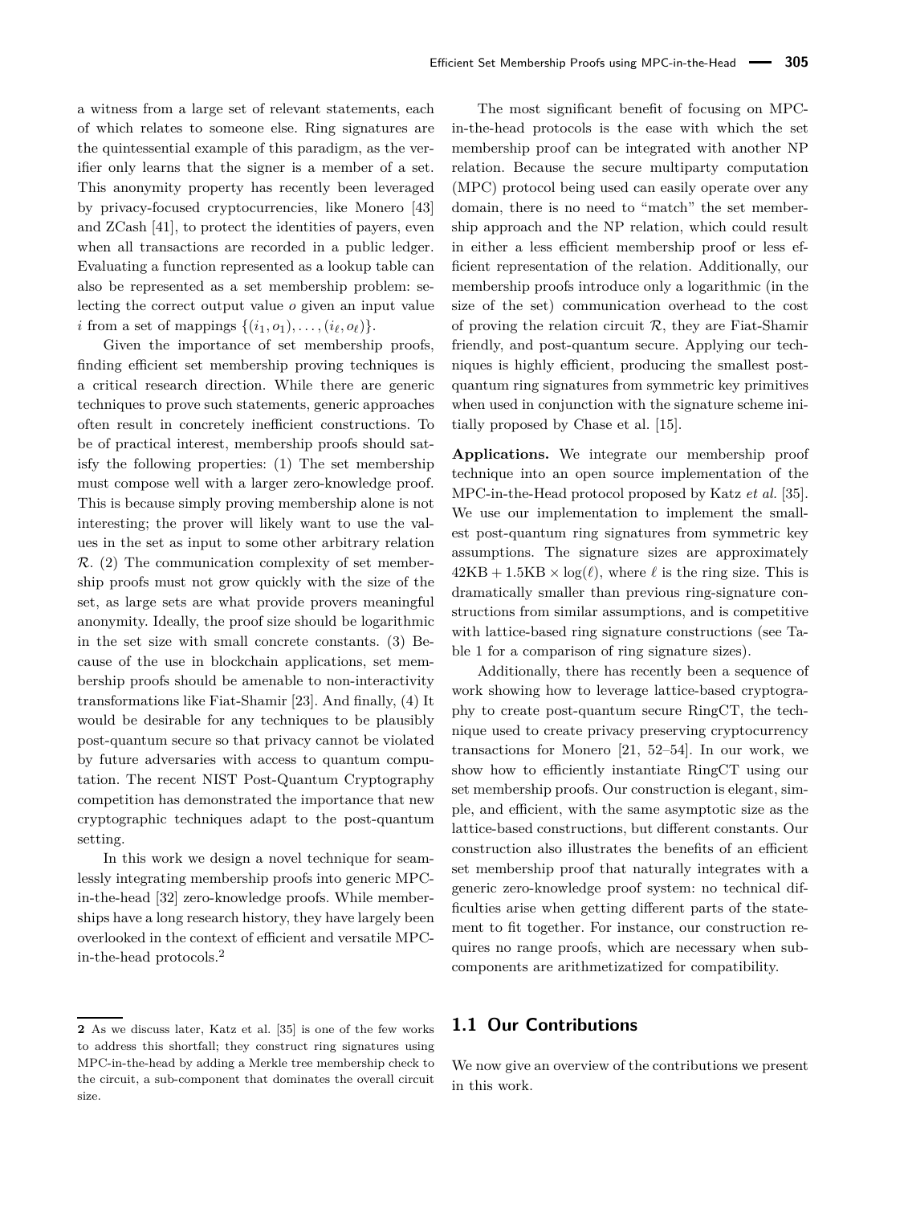a witness from a large set of relevant statements, each of which relates to someone else. Ring signatures are the quintessential example of this paradigm, as the verifier only learns that the signer is a member of a set. This anonymity property has recently been leveraged by privacy-focused cryptocurrencies, like Monero [43] and ZCash [41], to protect the identities of payers, even when all transactions are recorded in a public ledger. Evaluating a function represented as a lookup table can also be represented as a set membership problem: selecting the correct output value $o$ given an input value $i$ from a set of mappings $\{(i_1, o_1), \ldots, (i_\ell, o_\ell)\}$.

Given the importance of set membership proofs, finding efficient set membership proving techniques is a critical research direction. While there are generic techniques to prove such statements, generic approaches often result in concretely inefficient constructions. To be of practical interest, membership proofs should satisfy the following properties: (1) The set membership must compose well with a larger zero-knowledge proof. This is because simply proving membership alone is not interesting; the prover will likely want to use the values in the set as input to some other arbitrary relation $\mathcal{R}$. (2) The communication complexity of set membership proofs must not grow quickly with the size of the set, as large sets are what provide provers meaningful anonymity. Ideally, the proof size should be logarithmic in the set size with small concrete constants. (3) Because of the use in blockchain applications, set membership proofs should be amenable to non-interactivity transformations like Fiat-Shamir [23]. And finally, (4) It would be desirable for any techniques to be plausibly post-quantum secure so that privacy cannot be violated by future adversaries with access to quantum computation. The recent NIST Post-Quantum Cryptography competition has demonstrated the importance that new cryptographic techniques adapt to the post-quantum setting.

In this work we design a novel technique for seamlessly integrating membership proofs into generic MPC-in-the-head [32] zero-knowledge proofs. While memberships have a long research history, they have largely been overlooked in the context of efficient and versatile MPC-in-the-head protocols.[2]

The most significant benefit of focusing on MPC-in-the-head protocols is the ease with which the set membership proof can be integrated with another NP relation. Because the secure multiparty computation (MPC) protocol being used can easily operate over any domain, there is no need to "match" the set membership approach and the NP relation, which could result in either a less efficient membership proof or less efficient representation of the relation. Additionally, our membership proofs introduce only a logarithmic (in the size of the set) communication overhead to the cost of proving the relation circuit $\mathcal{R}$, they are Fiat-Shamir friendly, and post-quantum secure. Applying our techniques is highly efficient, producing the smallest post-quantum ring signatures from symmetric key primitives when used in conjunction with the signature scheme initially proposed by Chase et al. [15].

**Applications.** We integrate our membership proof technique into an open source implementation of the MPC-in-the-Head protocol proposed by Katz *et al.* [35]. We use our implementation to implement the smallest post-quantum ring signatures from symmetric key assumptions. The signature sizes are approximately $42\text{KB} + 1.5\text{KB} \times \log(\ell)$, where $\ell$ is the ring size. This is dramatically smaller than previous ring-signature constructions from similar assumptions, and is competitive with lattice-based ring signature constructions (see Table 1 for a comparison of ring signature sizes).

Additionally, there has recently been a sequence of work showing how to leverage lattice-based cryptography to create post-quantum secure RingCT, the technique used to create privacy preserving cryptocurrency transactions for Monero [21, 52–54]. In our work, we show how to efficiently instantiate RingCT using our set membership proofs. Our construction is elegant, simple, and efficient, with the same asymptotic size as the lattice-based constructions, but different constants. Our construction also illustrates the benefits of an efficient set membership proof that naturally integrates with a generic zero-knowledge proof system: no technical difficulties arise when getting different parts of the statement to fit together. For instance, our construction requires no range proofs, which are necessary when subcomponents are arithmetizatized for compatibility.

## 1.1 Our Contributions

We now give an overview of the contributions we present in this work.

[2] As we discuss later, Katz et al. [35] is one of the few works to address this shortfall; they construct ring signatures using MPC-in-the-head by adding a Merkle tree membership check to the circuit, a sub-component that dominates the overall circuit size.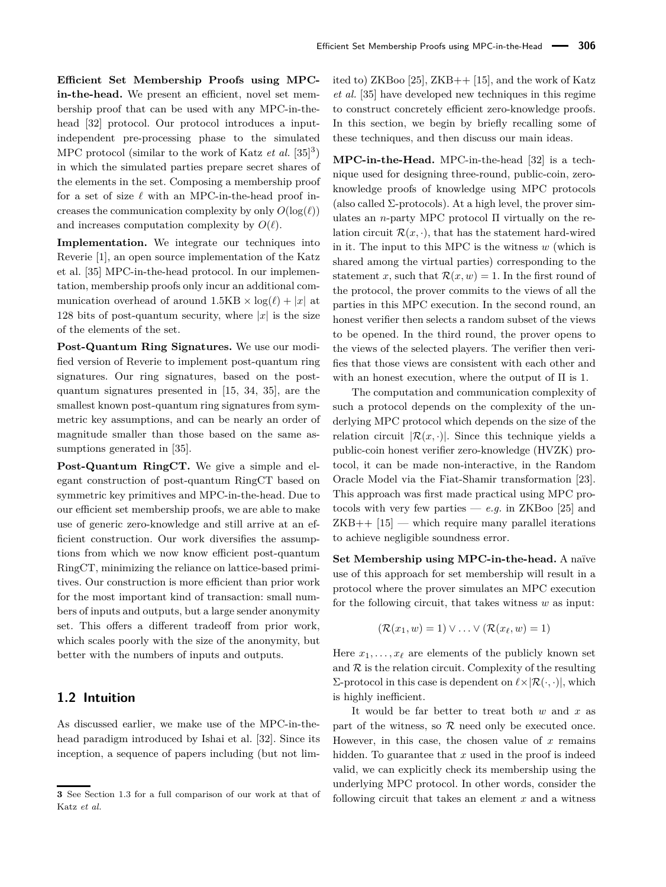**Efficient Set Membership Proofs using MPC-in-the-head.** We present an efficient, novel set membership proof that can be used with any MPC-in-the-head [32] protocol. Our protocol introduces a input-independent pre-processing phase to the simulated MPC protocol (similar to the work of Katz *et al.* [35][3]) in which the simulated parties prepare secret shares of the elements in the set. Composing a membership proof for a set of size $\ell$ with an MPC-in-the-head proof increases the communication complexity by only $O(\log(\ell))$ and increases computation complexity by $O(\ell)$.

**Implementation.** We integrate our techniques into Reverie [1], an open source implementation of the Katz et al. [35] MPC-in-the-head protocol. In our implementation, membership proofs only incur an additional communication overhead of around $1.5\text{KB} \times \log(\ell) + |x|$ at 128 bits of post-quantum security, where $|x|$ is the size of the elements of the set.

**Post-Quantum Ring Signatures.** We use our modified version of Reverie to implement post-quantum ring signatures. Our ring signatures, based on the post-quantum signatures presented in [15, 34, 35], are the smallest known post-quantum ring signatures from symmetric key assumptions, and can be nearly an order of magnitude smaller than those based on the same assumptions generated in [35].

**Post-Quantum RingCT.** We give a simple and elegant construction of post-quantum RingCT based on symmetric key primitives and MPC-in-the-head. Due to our efficient set membership proofs, we are able to make use of generic zero-knowledge and still arrive at an efficient construction. Our work diversifies the assumptions from which we now know efficient post-quantum RingCT, minimizing the reliance on lattice-based primitives. Our construction is more efficient than prior work for the most important kind of transaction: small numbers of inputs and outputs, but a large sender anonymity set. This offers a different tradeoff from prior work, which scales poorly with the size of the anonymity, but better with the numbers of inputs and outputs.

## 1.2 Intuition

As discussed earlier, we make use of the MPC-in-the-head paradigm introduced by Ishai et al. [32]. Since its inception, a sequence of papers including (but not limited to) ZKBoo [25], ZKB++ [15], and the work of Katz *et al.* [35] have developed new techniques in this regime to construct concretely efficient zero-knowledge proofs. In this section, we begin by briefly recalling some of these techniques, and then discuss our main ideas.

**MPC-in-the-Head.** MPC-in-the-head [32] is a technique used for designing three-round, public-coin, zero-knowledge proofs of knowledge using MPC protocols (also called Σ-protocols). At a high level, the prover simulates an $n$-party MPC protocol $\Pi$ virtually on the relation circuit $\mathcal{R}(x, \cdot)$, that has the statement hard-wired in it. The input to this MPC is the witness $w$ (which is shared among the virtual parties) corresponding to the statement $x$, such that $\mathcal{R}(x, w) = 1$. In the first round of the protocol, the prover commits to the views of all the parties in this MPC execution. In the second round, an honest verifier then selects a random subset of the views to be opened. In the third round, the prover opens to the views of the selected players. The verifier then verifies that those views are consistent with each other and with an honest execution, where the output of $\Pi$ is 1.

The computation and communication complexity of such a protocol depends on the complexity of the underlying MPC protocol which depends on the size of the relation circuit $|\mathcal{R}(x, \cdot)|$. Since this technique yields a public-coin honest verifier zero-knowledge (HVZK) protocol, it can be made non-interactive, in the Random Oracle Model via the Fiat-Shamir transformation [23]. This approach was first made practical using MPC protocols with very few parties — *e.g.* in ZKBoo [25] and ZKB++ [15] — which require many parallel iterations to achieve negligible soundness error.

**Set Membership using MPC-in-the-head.** A naïve use of this approach for set membership will result in a protocol where the prover simulates an MPC execution for the following circuit, that takes witness $w$ as input:

$$(\mathcal{R}(x_1, w) = 1) \vee \ldots \vee (\mathcal{R}(x_\ell, w) = 1)$$

Here $x_1, \ldots, x_\ell$ are elements of the publicly known set and $\mathcal{R}$ is the relation circuit. Complexity of the resulting Σ-protocol in this case is dependent on $\ell \times |\mathcal{R}(\cdot, \cdot)|$, which is highly inefficient.

It would be far better to treat both $w$ and $x$ as part of the witness, so $\mathcal{R}$ need only be executed once. However, in this case, the chosen value of $x$ remains hidden. To guarantee that $x$ used in the proof is indeed valid, we can explicitly check its membership using the underlying MPC protocol. In other words, consider the following circuit that takes an element $x$ and a witness

[3] See Section 1.3 for a full comparison of our work at that of Katz *et al.*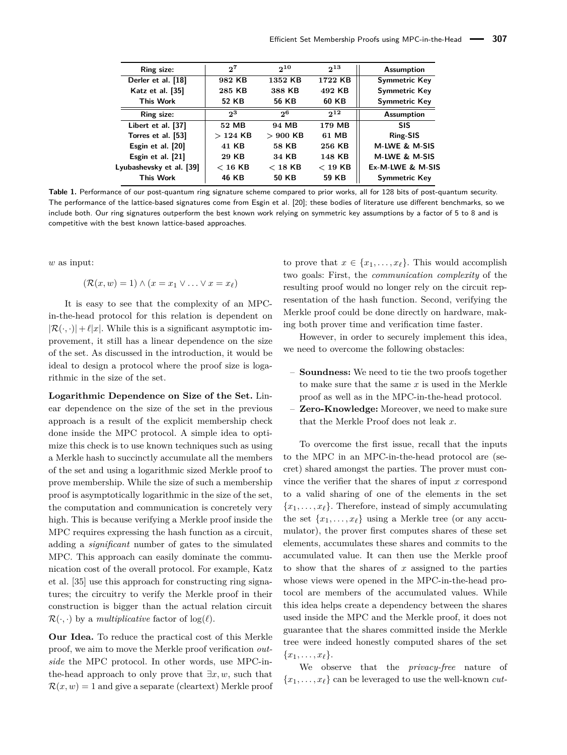| Ring size: | $2^7$ | $2^{10}$ | $2^{13}$ | Assumption |
|---|---|---|---|---|
| Derler et al. [18] | 982 KB | 1352 KB | 1722 KB | Symmetric Key |
| Katz et al. [35] | 285 KB | 388 KB | 492 KB | Symmetric Key |
| This Work | 52 KB | 56 KB | 60 KB | Symmetric Key |
| **Ring size:** | $2^3$ | $2^6$ | $2^{12}$ | **Assumption** |
| Libert et al. [37] | 52 MB | 94 MB | 179 MB | SIS |
| Torres et al. [53] | $> 124$ KB | $> 900$ KB | 61 MB | Ring-SIS |
| Esgin et al. [20] | 41 KB | 58 KB | 256 KB | M-LWE & M-SIS |
| Esgin et al. [21] | 29 KB | 34 KB | 148 KB | M-LWE & M-SIS |
| Lyubashevsky et al. [39] | $< 16$ KB | $< 18$ KB | $< 19$ KB | Ex-M-LWE & M-SIS |
| This Work | 46 KB | 50 KB | 59 KB | Symmetric Key |

**Table 1.** Performance of our post-quantum ring signature scheme compared to prior works, all for 128 bits of post-quantum security. The performance of the lattice-based signatures come from Esgin et al. [20]; these bodies of literature use different benchmarks, so we include both. Our ring signatures outperform the best known work relying on symmetric key assumptions by a factor of 5 to 8 and is competitive with the best known lattice-based approaches.

$w$ as input:

$$(\mathcal{R}(x, w) = 1) \wedge (x = x_1 \vee \ldots \vee x = x_\ell)$$

It is easy to see that the complexity of an MPC-in-the-head protocol for this relation is dependent on $|\mathcal{R}(\cdot, \cdot)| + \ell|x|$. While this is a significant asymptotic improvement, it still has a linear dependence on the size of the set. As discussed in the introduction, it would be ideal to design a protocol where the proof size is logarithmic in the size of the set.

**Logarithmic Dependence on Size of the Set.** Linear dependence on the size of the set in the previous approach is a result of the explicit membership check done inside the MPC protocol. A simple idea to optimize this check is to use known techniques such as using a Merkle hash to succinctly accumulate all the members of the set and using a logarithmic sized Merkle proof to prove membership. While the size of such a membership proof is asymptotically logarithmic in the size of the set, the computation and communication is concretely very high. This is because verifying a Merkle proof inside the MPC requires expressing the hash function as a circuit, adding a *significant* number of gates to the simulated MPC. This approach can easily dominate the communication cost of the overall protocol. For example, Katz et al. [35] use this approach for constructing ring signatures; the circuitry to verify the Merkle proof in their construction is bigger than the actual relation circuit $\mathcal{R}(\cdot, \cdot)$ by a *multiplicative* factor of $\log(\ell)$.

**Our Idea.** To reduce the practical cost of this Merkle proof, we aim to move the Merkle proof verification *outside* the MPC protocol. In other words, use MPC-in-the-head approach to only prove that $\exists x, w$, such that $\mathcal{R}(x, w) = 1$ and give a separate (cleartext) Merkle proof to prove that $x \in \{x_1, \ldots, x_\ell\}$. This would accomplish two goals: First, the *communication complexity* of the resulting proof would no longer rely on the circuit representation of the hash function. Second, verifying the Merkle proof could be done directly on hardware, making both prover time and verification time faster.

However, in order to securely implement this idea, we need to overcome the following obstacles:

- **Soundness:** We need to tie the two proofs together to make sure that the same $x$ is used in the Merkle proof as well as in the MPC-in-the-head protocol.
- **Zero-Knowledge:** Moreover, we need to make sure that the Merkle Proof does not leak $x$.

To overcome the first issue, recall that the inputs to the MPC in an MPC-in-the-head protocol are (secret) shared amongst the parties. The prover must convince the verifier that the shares of input $x$ correspond to a valid sharing of one of the elements in the set $\{x_1, \ldots, x_\ell\}$. Therefore, instead of simply accumulating the set $\{x_1, \ldots, x_\ell\}$ using a Merkle tree (or any accumulator), the prover first computes shares of these set elements, accumulates these shares and commits to the accumulated value. It can then use the Merkle proof to show that the shares of $x$ assigned to the parties whose views were opened in the MPC-in-the-head protocol are members of the accumulated values. While this idea helps create a dependency between the shares used inside the MPC and the Merkle proof, it does not guarantee that the shares committed inside the Merkle tree were indeed honestly computed shares of the set $\{x_1, \ldots, x_\ell\}$.

We observe that the *privacy-free* nature of $\{x_1, \ldots, x_\ell\}$ can be leveraged to use the well-known *cut-*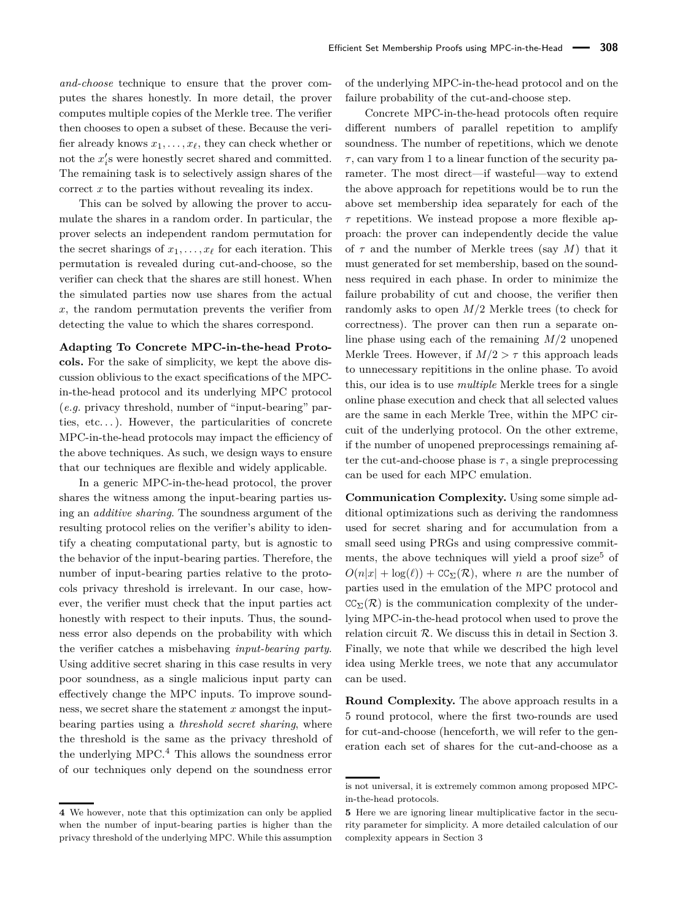*and-choose* technique to ensure that the prover computes the shares honestly. In more detail, the prover computes multiple copies of the Merkle tree. The verifier then chooses to open a subset of these. Because the verifier already knows $x_1, \ldots, x_\ell$, they can check whether or not the $x_i'$s were honestly secret shared and committed. The remaining task is to selectively assign shares of the correct $x$ to the parties without revealing its index.

This can be solved by allowing the prover to accumulate the shares in a random order. In particular, the prover selects an independent random permutation for the secret sharings of $x_1, \ldots, x_\ell$ for each iteration. This permutation is revealed during cut-and-choose, so the verifier can check that the shares are still honest. When the simulated parties now use shares from the actual $x$, the random permutation prevents the verifier from detecting the value to which the shares correspond.

**Adapting To Concrete MPC-in-the-head Protocols.** For the sake of simplicity, we kept the above discussion oblivious to the exact specifications of the MPC-in-the-head protocol and its underlying MPC protocol (*e.g.* privacy threshold, number of "input-bearing" parties, etc. . . ). However, the particularities of concrete MPC-in-the-head protocols may impact the efficiency of the above techniques. As such, we design ways to ensure that our techniques are flexible and widely applicable.

In a generic MPC-in-the-head protocol, the prover shares the witness among the input-bearing parties using an *additive sharing*. The soundness argument of the resulting protocol relies on the verifier's ability to identify a cheating computational party, but is agnostic to the behavior of the input-bearing parties. Therefore, the number of input-bearing parties relative to the protocols privacy threshold is irrelevant. In our case, however, the verifier must check that the input parties act honestly with respect to their inputs. Thus, the soundness error also depends on the probability with which the verifier catches a misbehaving *input-bearing party*. Using additive secret sharing in this case results in very poor soundness, as a single malicious input party can effectively change the MPC inputs. To improve soundness, we secret share the statement $x$ amongst the input-bearing parties using a *threshold secret sharing*, where the threshold is the same as the privacy threshold of the underlying MPC.[4] This allows the soundness error of our techniques only depend on the soundness error of the underlying MPC-in-the-head protocol and on the failure probability of the cut-and-choose step.

Concrete MPC-in-the-head protocols often require different numbers of parallel repetition to amplify soundness. The number of repetitions, which we denote $\tau$, can vary from 1 to a linear function of the security parameter. The most direct—if wasteful—way to extend the above approach for repetitions would be to run the above set membership idea separately for each of the $\tau$ repetitions. We instead propose a more flexible approach: the prover can independently decide the value of $\tau$ and the number of Merkle trees (say $M$) that it must generated for set membership, based on the soundness required in each phase. In order to minimize the failure probability of cut and choose, the verifier then randomly asks to open $M/2$ Merkle trees (to check for correctness). The prover can then run a separate online phase using each of the remaining $M/2$ unopened Merkle Trees. However, if $M/2 > \tau$ this approach leads to unnecessary repititions in the online phase. To avoid this, our idea is to use *multiple* Merkle trees for a single online phase execution and check that all selected values are the same in each Merkle Tree, within the MPC circuit of the underlying protocol. On the other extreme, if the number of unopened preprocessings remaining after the cut-and-choose phase is $\tau$, a single preprocessing can be used for each MPC emulation.

**Communication Complexity.** Using some simple additional optimizations such as deriving the randomness used for secret sharing and for accumulation from a small seed using PRGs and using compressive commitments, the above techniques will yield a proof size[5] of $O(n|x| + \log(\ell)) + \mathtt{CC}_\Sigma(\mathcal{R})$, where $n$ are the number of parties used in the emulation of the MPC protocol and $\mathtt{CC}_\Sigma(\mathcal{R})$ is the communication complexity of the underlying MPC-in-the-head protocol when used to prove the relation circuit $\mathcal{R}$. We discuss this in detail in Section 3. Finally, we note that while we described the high level idea using Merkle trees, we note that any accumulator can be used.

**Round Complexity.** The above approach results in a 5 round protocol, where the first two-rounds are used for cut-and-choose (henceforth, we will refer to the generation each set of shares for the cut-and-choose as a

---

4 We however, note that this optimization can only be applied when the number of input-bearing parties is higher than the privacy threshold of the underlying MPC. While this assumption is not universal, it is extremely common among proposed MPC-in-the-head protocols.

5 Here we are ignoring linear multiplicative factor in the security parameter for simplicity. A more detailed calculation of our complexity appears in Section 3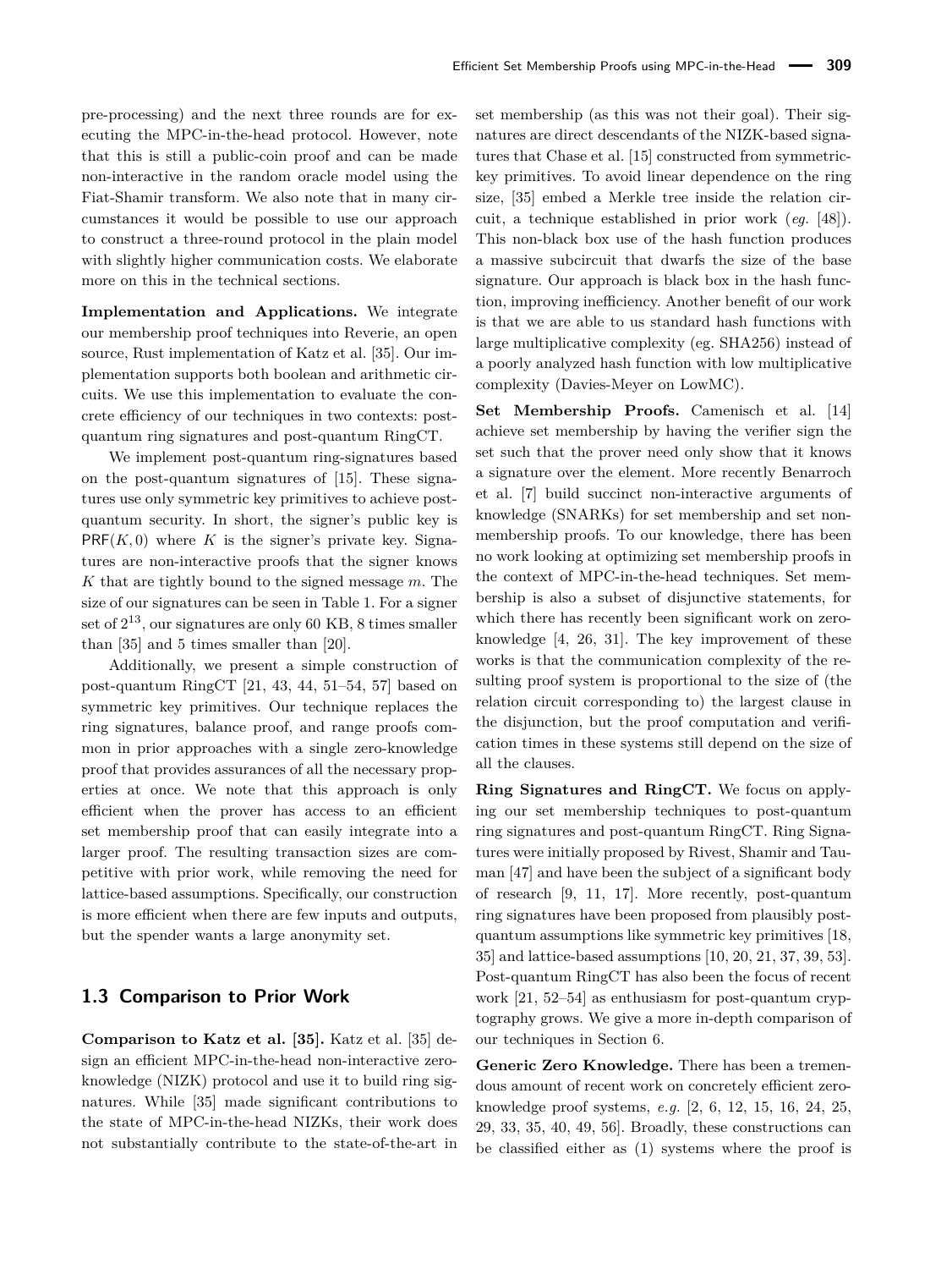pre-processing) and the next three rounds are for executing the MPC-in-the-head protocol. However, note that this is still a public-coin proof and can be made non-interactive in the random oracle model using the Fiat-Shamir transform. We also note that in many circumstances it would be possible to use our approach to construct a three-round protocol in the plain model with slightly higher communication costs. We elaborate more on this in the technical sections.

**Implementation and Applications.** We integrate our membership proof techniques into Reverie, an open source, Rust implementation of Katz et al. [35]. Our implementation supports both boolean and arithmetic circuits. We use this implementation to evaluate the concrete efficiency of our techniques in two contexts: post-quantum ring signatures and post-quantum RingCT.

We implement post-quantum ring-signatures based on the post-quantum signatures of [15]. These signatures use only symmetric key primitives to achieve post-quantum security. In short, the signer's public key is $\mathsf{PRF}(K, 0)$ where $K$ is the signer's private key. Signatures are non-interactive proofs that the signer knows $K$ that are tightly bound to the signed message $m$. The size of our signatures can be seen in Table 1. For a signer set of $2^{13}$, our signatures are only 60 KB, 8 times smaller than [35] and 5 times smaller than [20].

Additionally, we present a simple construction of post-quantum RingCT [21, 43, 44, 51–54, 57] based on symmetric key primitives. Our technique replaces the ring signatures, balance proof, and range proofs common in prior approaches with a single zero-knowledge proof that provides assurances of all the necessary properties at once. We note that this approach is only efficient when the prover has access to an efficient set membership proof that can easily integrate into a larger proof. The resulting transaction sizes are competitive with prior work, while removing the need for lattice-based assumptions. Specifically, our construction is more efficient when there are few inputs and outputs, but the spender wants a large anonymity set.

## 1.3 Comparison to Prior Work

**Comparison to Katz et al. [35].** Katz et al. [35] design an efficient MPC-in-the-head non-interactive zero-knowledge (NIZK) protocol and use it to build ring signatures. While [35] made significant contributions to the state of MPC-in-the-head NIZKs, their work does not substantially contribute to the state-of-the-art in set membership (as this was not their goal). Their signatures are direct descendants of the NIZK-based signatures that Chase et al. [15] constructed from symmetric-key primitives. To avoid linear dependence on the ring size, [35] embed a Merkle tree inside the relation circuit, a technique established in prior work (*eg.* [48]). This non-black box use of the hash function produces a massive subcircuit that dwarfs the size of the base signature. Our approach is black box in the hash function, improving inefficiency. Another benefit of our work is that we are able to us standard hash functions with large multiplicative complexity (eg. SHA256) instead of a poorly analyzed hash function with low multiplicative complexity (Davies-Meyer on LowMC).

**Set Membership Proofs.** Camenisch et al. [14] achieve set membership by having the verifier sign the set such that the prover need only show that it knows a signature over the element. More recently Benarroch et al. [7] build succinct non-interactive arguments of knowledge (SNARKs) for set membership and set non-membership proofs. To our knowledge, there has been no work looking at optimizing set membership proofs in the context of MPC-in-the-head techniques. Set membership is also a subset of disjunctive statements, for which there has recently been significant work on zero-knowledge [4, 26, 31]. The key improvement of these works is that the communication complexity of the resulting proof system is proportional to the size of (the relation circuit corresponding to) the largest clause in the disjunction, but the proof computation and verification times in these systems still depend on the size of all the clauses.

**Ring Signatures and RingCT.** We focus on applying our set membership techniques to post-quantum ring signatures and post-quantum RingCT. Ring Signatures were initially proposed by Rivest, Shamir and Tauman [47] and have been the subject of a significant body of research [9, 11, 17]. More recently, post-quantum ring signatures have been proposed from plausibly post-quantum assumptions like symmetric key primitives [18, 35] and lattice-based assumptions [10, 20, 21, 37, 39, 53]. Post-quantum RingCT has also been the focus of recent work [21, 52–54] as enthusiasm for post-quantum cryptography grows. We give a more in-depth comparison of our techniques in Section 6.

**Generic Zero Knowledge.** There has been a tremendous amount of recent work on concretely efficient zero-knowledge proof systems, *e.g.* [2, 6, 12, 15, 16, 24, 25, 29, 33, 35, 40, 49, 56]. Broadly, these constructions can be classified either as (1) systems where the proof is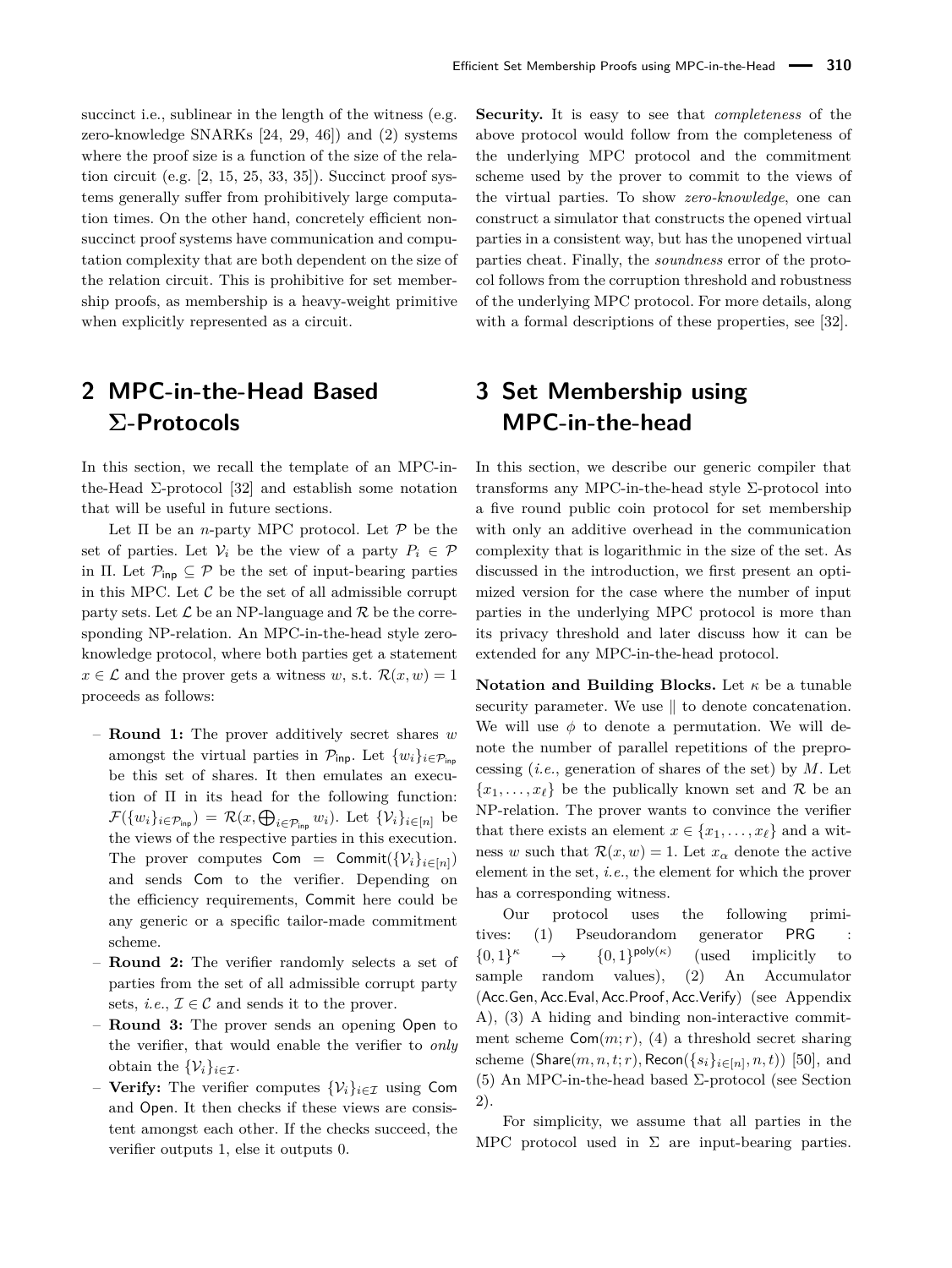succinct i.e., sublinear in the length of the witness (e.g. zero-knowledge SNARKs [24, 29, 46]) and (2) systems where the proof size is a function of the size of the relation circuit (e.g. [2, 15, 25, 33, 35]). Succinct proof systems generally suffer from prohibitively large computation times. On the other hand, concretely efficient non-succinct proof systems have communication and computation complexity that are both dependent on the size of the relation circuit. This is prohibitive for set membership proofs, as membership is a heavy-weight primitive when explicitly represented as a circuit.

## 2 MPC-in-the-Head Based Σ-Protocols

In this section, we recall the template of an MPC-in-the-Head Σ-protocol [32] and establish some notation that will be useful in future sections.

Let $\Pi$ be an $n$-party MPC protocol. Let $\mathcal{P}$ be the set of parties. Let $\mathcal{V}_i$ be the view of a party $P_i \in \mathcal{P}$ in $\Pi$. Let $\mathcal{P}_{\mathsf{inp}} \subseteq \mathcal{P}$ be the set of input-bearing parties in this MPC. Let $\mathcal{C}$ be the set of all admissible corrupt party sets. Let $\mathcal{L}$ be an NP-language and $\mathcal{R}$ be the corresponding NP-relation. An MPC-in-the-head style zero-knowledge protocol, where both parties get a statement $x \in \mathcal{L}$ and the prover gets a witness $w$, s.t. $\mathcal{R}(x, w) = 1$ proceeds as follows:

- **Round 1:** The prover additively secret shares $w$ amongst the virtual parties in $\mathcal{P}_{\mathsf{inp}}$. Let $\{w_i\}_{i \in \mathcal{P}_{\mathsf{inp}}}$ be this set of shares. It then emulates an execution of $\Pi$ in its head for the following function: $\mathcal{F}(\{w_i\}_{i \in \mathcal{P}_{\mathsf{inp}}}) = \mathcal{R}(x, \bigoplus_{i \in \mathcal{P}_{\mathsf{inp}}} w_i)$. Let $\{\mathcal{V}_i\}_{i \in [n]}$ be the views of the respective parties in this execution. The prover computes $\mathsf{Com} = \mathsf{Commit}(\{\mathcal{V}_i\}_{i \in [n]})$ and sends $\mathsf{Com}$ to the verifier. Depending on the efficiency requirements, $\mathsf{Commit}$ here could be any generic or a specific tailor-made commitment scheme.
- **Round 2:** The verifier randomly selects a set of parties from the set of all admissible corrupt party sets, *i.e.*, $\mathcal{I} \in \mathcal{C}$ and sends it to the prover.
- **Round 3:** The prover sends an opening $\mathsf{Open}$ to the verifier, that would enable the verifier to *only* obtain the $\{\mathcal{V}_i\}_{i \in \mathcal{I}}$.
- **Verify:** The verifier computes $\{\mathcal{V}_i\}_{i \in \mathcal{I}}$ using $\mathsf{Com}$ and $\mathsf{Open}$. It then checks if these views are consistent amongst each other. If the checks succeed, the verifier outputs 1, else it outputs 0.

**Security.** It is easy to see that *completeness* of the above protocol would follow from the completeness of the underlying MPC protocol and the commitment scheme used by the prover to commit to the views of the virtual parties. To show *zero-knowledge*, one can construct a simulator that constructs the opened virtual parties in a consistent way, but has the unopened virtual parties cheat. Finally, the *soundness* error of the protocol follows from the corruption threshold and robustness of the underlying MPC protocol. For more details, along with a formal descriptions of these properties, see [32].

## 3 Set Membership using MPC-in-the-head

In this section, we describe our generic compiler that transforms any MPC-in-the-head style Σ-protocol into a five round public coin protocol for set membership with only an additive overhead in the communication complexity that is logarithmic in the size of the set. As discussed in the introduction, we first present an optimized version for the case where the number of input parties in the underlying MPC protocol is more than its privacy threshold and later discuss how it can be extended for any MPC-in-the-head protocol.

**Notation and Building Blocks.** Let $\kappa$ be a tunable security parameter. We use $\|$ to denote concatenation. We will use $\phi$ to denote a permutation. We will denote the number of parallel repetitions of the preprocessing (*i.e.*, generation of shares of the set) by $M$. Let $\{x_1, \ldots, x_\ell\}$ be the publically known set and $\mathcal{R}$ be an NP-relation. The prover wants to convince the verifier that there exists an element $x \in \{x_1, \ldots, x_\ell\}$ and a witness $w$ such that $\mathcal{R}(x, w) = 1$. Let $x_\alpha$ denote the active element in the set, *i.e.*, the element for which the prover has a corresponding witness.

Our protocol uses the following primitives: (1) Pseudorandom generator $\mathsf{PRG} : \{0,1\}^\kappa \rightarrow \{0,1\}^{\mathsf{poly}(\kappa)}$ (used implicitly to sample random values), (2) An Accumulator ($\mathsf{Acc.Gen}, \mathsf{Acc.Eval}, \mathsf{Acc.Proof}, \mathsf{Acc.Verify}$) (see Appendix A), (3) A hiding and binding non-interactive commitment scheme $\mathsf{Com}(m; r)$, (4) a threshold secret sharing scheme ($\mathsf{Share}(m, n, t; r), \mathsf{Recon}(\{s_i\}_{i \in [n]}, n, t)$) [50], and (5) An MPC-in-the-head based Σ-protocol (see Section 2).

For simplicity, we assume that all parties in the MPC protocol used in Σ are input-bearing parties.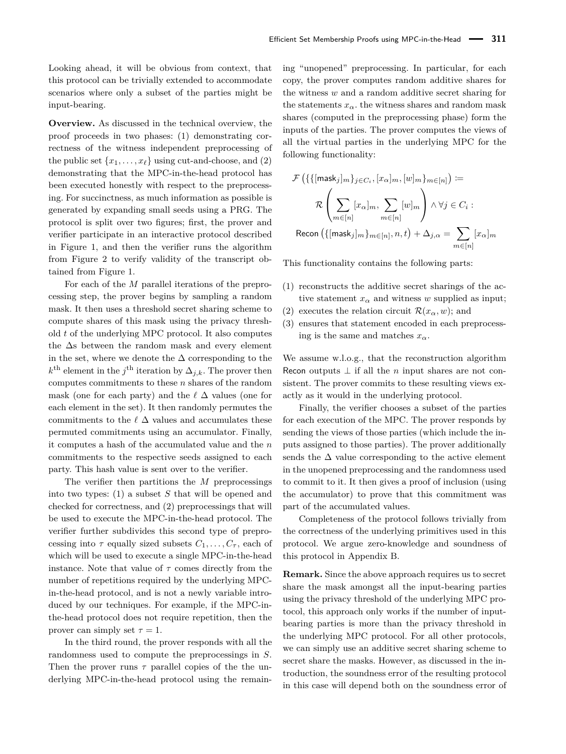Looking ahead, it will be obvious from context, that this protocol can be trivially extended to accommodate scenarios where only a subset of the parties might be input-bearing.

**Overview.** As discussed in the technical overview, the proof proceeds in two phases: (1) demonstrating correctness of the witness independent preprocessing of the public set $\{x_1, \ldots, x_\ell\}$ using cut-and-choose, and (2) demonstrating that the MPC-in-the-head protocol has been executed honestly with respect to the preprocessing. For succinctness, as much information as possible is generated by expanding small seeds using a PRG. The protocol is split over two figures; first, the prover and verifier participate in an interactive protocol described in Figure 1, and then the verifier runs the algorithm from Figure 2 to verify validity of the transcript obtained from Figure 1.

For each of the $M$ parallel iterations of the preprocessing step, the prover begins by sampling a random mask. It then uses a threshold secret sharing scheme to compute shares of this mask using the privacy threshold $t$ of the underlying MPC protocol. It also computes the $\Delta$s between the random mask and every element in the set, where we denote the $\Delta$ corresponding to the $k^{\text{th}}$ element in the $j^{\text{th}}$ iteration by $\Delta_{j,k}$. The prover then computes commitments to these $n$ shares of the random mask (one for each party) and the $\ell$ $\Delta$ values (one for each element in the set). It then randomly permutes the commitments to the $\ell$ $\Delta$ values and accumulates these permuted commitments using an accumulator. Finally, it computes a hash of the accumulated value and the $n$ commitments to the respective seeds assigned to each party. This hash value is sent over to the verifier.

The verifier then partitions the $M$ preprocessings into two types: (1) a subset $S$ that will be opened and checked for correctness, and (2) preprocessings that will be used to execute the MPC-in-the-head protocol. The verifier further subdivides this second type of preprocessing into $\tau$ equally sized subsets $C_1, \ldots, C_\tau$, each of which will be used to execute a single MPC-in-the-head instance. Note that value of $\tau$ comes directly from the number of repetitions required by the underlying MPC-in-the-head protocol, and is not a newly variable introduced by our techniques. For example, if the MPC-in-the-head protocol does not require repetition, then the prover can simply set $\tau = 1$.

In the third round, the prover responds with all the randomness used to compute the preprocessings in $S$. Then the prover runs $\tau$ parallel copies of the the underlying MPC-in-the-head protocol using the remaining "unopened" preprocessing. In particular, for each copy, the prover computes random additive shares for the witness $w$ and a random additive secret sharing for the statements $x_\alpha$. the witness shares and random mask shares (computed in the preprocessing phase) form the inputs of the parties. The prover computes the views of all the virtual parties in the underlying MPC for the following functionality:

$$\mathcal{F}\left(\{\{[\mathsf{mask}_j]_m\}_{j \in C_i}, [x_\alpha]_m, [w]_m\}_{m \in [n]}\right) := \mathcal{R}\left(\sum_{m \in [n]} [x_\alpha]_m, \sum_{m \in [n]} [w]_m\right) \wedge \forall j \in C_i : \mathsf{Recon}\left(\{[\mathsf{mask}_j]_m\}_{m \in [n]}, n, t\right) + \Delta_{j,\alpha} = \sum_{m \in [n]} [x_\alpha]_m$$

This functionality contains the following parts:

(1) reconstructs the additive secret sharings of the active statement $x_\alpha$ and witness $w$ supplied as input;
(2) executes the relation circuit $\mathcal{R}(x_\alpha, w)$; and
(3) ensures that statement encoded in each preprocessing is the same and matches $x_\alpha$.

We assume w.l.o.g., that the reconstruction algorithm $\mathsf{Recon}$ outputs $\perp$ if all the $n$ input shares are not consistent. The prover commits to these resulting views exactly as it would in the underlying protocol.

Finally, the verifier chooses a subset of the parties for each execution of the MPC. The prover responds by sending the views of those parties (which include the inputs assigned to those parties). The prover additionally sends the $\Delta$ value corresponding to the active element in the unopened preprocessing and the randomness used to commit to it. It then gives a proof of inclusion (using the accumulator) to prove that this commitment was part of the accumulated values.

Completeness of the protocol follows trivially from the correctness of the underlying primitives used in this protocol. We argue zero-knowledge and soundness of this protocol in Appendix B.

**Remark.** Since the above approach requires us to secret share the mask amongst all the input-bearing parties using the privacy threshold of the underlying MPC protocol, this approach only works if the number of input-bearing parties is more than the privacy threshold in the underlying MPC protocol. For all other protocols, we can simply use an additive secret sharing scheme to secret share the masks. However, as discussed in the introduction, the soundness error of the resulting protocol in this case will depend both on the soundness error of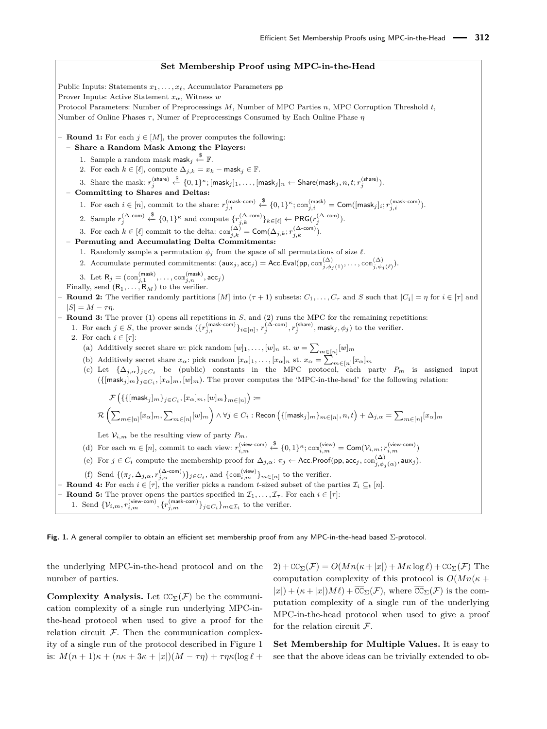**Set Membership Proof using MPC-in-the-Head**

Public Inputs: Statements $x_1, \ldots, x_\ell$, Accumulator Parameters $\mathsf{pp}$
Prover Inputs: Active Statement $x_\alpha$, Witness $w$
Protocol Parameters: Number of Preprocessings $M$, Number of MPC Parties $n$, MPC Corruption Threshold $t$, Number of Online Phases $\tau$, Numer of Preprocessings Consumed by Each Online Phase $\eta$

- **Round 1:** For each $j \in [M]$, the prover computes the following:
  - **Share a Random Mask Among the Players:**
    1. Sample a random mask $\mathsf{mask}_j \xleftarrow{\$} \mathbb{F}$.
    2. For each $k \in [\ell]$, compute $\Delta_{j,k} = x_k - \mathsf{mask}_j \in \mathbb{F}$.
    3. Share the mask: $r_j^{(\mathsf{share})} \xleftarrow{\$} \{0,1\}^\kappa; [\mathsf{mask}_j]_1, \ldots, [\mathsf{mask}_j]_n \leftarrow \mathsf{Share}(\mathsf{mask}_j, n, t; r_j^{(\mathsf{share})})$.
  - **Committing to Shares and Deltas:**
    1. For each $i \in [n]$, commit to the share: $r_{j,i}^{(\mathsf{mask\text{-}com})} \xleftarrow{\$} \{0,1\}^\kappa; \mathtt{com}_{j,i}^{(\mathsf{mask})} = \mathsf{Com}([\mathsf{mask}_j]_i; r_{j,i}^{(\mathsf{mask\text{-}com})})$.
    2. Sample $r_j^{(\Delta\text{-}\mathsf{com})} \xleftarrow{\$} \{0,1\}^\kappa$ and compute $\{r_{j,k}^{(\Delta\text{-}\mathsf{com})}\}_{k\in[\ell]} \leftarrow \mathsf{PRG}(r_j^{(\Delta\text{-}\mathsf{com})})$.
    3. For each $k \in [\ell]$ commit to the delta: $\mathtt{com}_{j,k}^{(\Delta)} = \mathsf{Com}(\Delta_{j,k}; r_{j,k}^{(\Delta\text{-}\mathsf{com})})$.
  - **Permuting and Accumulating Delta Commitments:**
    1. Randomly sample a permutation $\phi_j$ from the space of all permutations of size $\ell$.
    2. Accumulate permuted commitments: $(\mathsf{aux}_j, \mathsf{acc}_j) = \mathsf{Acc.Eval}(\mathsf{pp}, \mathtt{com}_{j,\phi_j(1)}^{(\Delta)}, \ldots, \mathtt{com}_{j,\phi_j(\ell)}^{(\Delta)})$.
    3. Let $\mathsf{R}_j = (\mathtt{com}_{j,1}^{(\mathsf{mask})}, \ldots, \mathtt{com}_{j,n}^{(\mathsf{mask})}, \mathsf{acc}_j)$

  Finally, send $(\mathsf{R}_1, \ldots, \mathsf{R}_M)$ to the verifier.
- **Round 2:** The verifier randomly partitions $[M]$ into $(\tau+1)$ subsets: $C_1, \ldots, C_\tau$ and $S$ such that $|C_i| = \eta$ for $i \in [\tau]$ and $|S| = M - \tau\eta$.
- **Round 3:** The prover (1) opens all repetitions in $S$, and (2) runs the MPC for the remaining repetitions:
  1. For each $j \in S$, the prover sends $(\{r_{j,i}^{(\mathsf{mask\text{-}com})}\}_{i\in[n]}, r_j^{(\Delta\text{-}\mathsf{com})}, r_j^{(\mathsf{share})}, \mathsf{mask}_j, \phi_j)$ to the verifier.
  2. For each $i \in [\tau]$:
     (a) Additively secret share $w$: pick random $[w]_1, \ldots, [w]_n$ st. $w = \sum_{m\in[n]} [w]_m$
     (b) Additively secret share $x_\alpha$: pick random $[x_\alpha]_1, \ldots, [x_\alpha]_n$ st. $x_\alpha = \sum_{m\in[n]} [x_\alpha]_m$
     (c) Let $\{\Delta_{j,\alpha}\}_{j\in C_i}$ be (public) constants in the MPC protocol, each party $P_m$ is assigned input $(\{[\mathsf{mask}_j]_m\}_{j\in C_i}, [x_\alpha]_m, [w]_m)$. The prover computes the 'MPC-in-the-head' for the following relation:

     $$\mathcal{F}\left(\{\{[\mathsf{mask}_j]_m\}_{j\in C_i}, [x_\alpha]_m, [w]_m\}_{m\in[n]}\right) :=$$

     $$\mathcal{R}\left(\sum_{m\in[n]}[x_\alpha]_m, \sum_{m\in[n]}[w]_m\right) \wedge \forall j \in C_i : \mathsf{Recon}\left(\{[\mathsf{mask}_j]_m\}_{m\in[n]}, n, t\right) + \Delta_{j,\alpha} = \sum_{m\in[n]}[x_\alpha]_m$$

     Let $\mathcal{V}_{i,m}$ be the resulting view of party $P_m$.
     (d) For each $m \in [n]$, commit to each view: $r_{i,m}^{(\mathsf{view\text{-}com})} \xleftarrow{\$} \{0,1\}^\kappa; \mathtt{com}_{i,m}^{(\mathsf{view})} = \mathsf{Com}(\mathcal{V}_{i,m}; r_{i,m}^{(\mathsf{view\text{-}com})})$
     (e) For $j \in C_i$ compute the membership proof for $\Delta_{j,\alpha}$: $\pi_j \leftarrow \mathsf{Acc.Proof}(\mathsf{pp}, \mathsf{acc}_j, \mathtt{com}_{j,\phi_j(\alpha)}^{(\Delta)}, \mathsf{aux}_j)$.
     (f) Send $\{(\pi_j, \Delta_{j,\alpha}, r_{j,\alpha}^{(\Delta\text{-}\mathsf{com})})\}_{j\in C_i}$, and $\{\mathtt{com}_{i,m}^{(\mathsf{view})}\}_{m\in[n]}$ to the verifier.
- **Round 4:** For each $i \in [\tau]$, the verifier picks a random $t$-sized subset of the parties $\mathcal{I}_i \subseteq_t [n]$.
- **Round 5:** The prover opens the parties specified in $\mathcal{I}_1, \ldots, \mathcal{I}_\tau$. For each $i \in [\tau]$:
  1. Send $\{\mathcal{V}_{i,m}, r_{i,m}^{(\mathsf{view\text{-}com})}, \{r_{j,m}^{(\mathsf{mask\text{-}com})}\}_{j\in C_i}\}_{m\in\mathcal{I}_i}$ to the verifier.

**Fig. 1.** A general compiler to obtain an efficient set membership proof from any MPC-in-the-head based Σ-protocol.

the underlying MPC-in-the-head protocol and on the number of parties.

**Complexity Analysis.** Let $\mathtt{CC}_\Sigma(\mathcal{F})$ be the communication complexity of a single run underlying MPC-in-the-head protocol when used to give a proof for the relation circuit $\mathcal{F}$. Then the communication complexity of a single run of the protocol described in Figure 1 is: $M(n+1)\kappa + (n\kappa + 3\kappa + |x|)(M - \tau\eta) + \tau\eta\kappa(\log\ell + 2) + \mathtt{CC}_\Sigma(\mathcal{F}) = O(Mn(\kappa + |x|) + M\kappa\log\ell) + \mathtt{CC}_\Sigma(\mathcal{F})$ The computation complexity of this protocol is $O(Mn(\kappa + |x|) + (\kappa + |x|)M\ell) + \overline{\mathtt{CC}}_\Sigma(\mathcal{F})$, where $\overline{\mathtt{CC}}_\Sigma(\mathcal{F})$ is the computation complexity of a single run of the underlying MPC-in-the-head protocol when used to give a proof for the relation circuit $\mathcal{F}$.

**Set Membership for Multiple Values.** It is easy to see that the above ideas can be trivially extended to ob-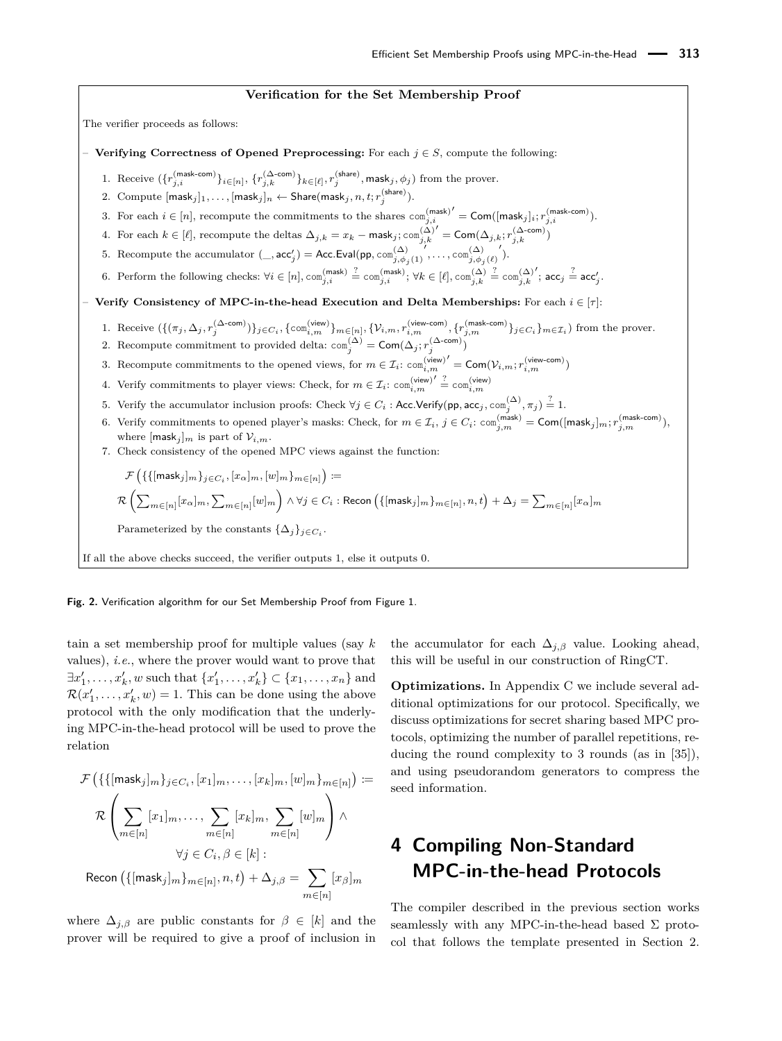**Verification for the Set Membership Proof**

The verifier proceeds as follows:

– **Verifying Correctness of Opened Preprocessing:** For each $j \in S$, compute the following:

1. Receive $(\{r_{j,i}^{(\mathsf{mask\text{-}com})}\}_{i\in[n]}, \{r_{j,k}^{(\Delta\text{-}\mathsf{com})}\}_{k\in[\ell]}, r_j^{(\mathsf{share})}, \mathsf{mask}_j, \phi_j)$ from the prover.
2. Compute $[\mathsf{mask}_j]_1, \ldots, [\mathsf{mask}_j]_n \leftarrow \mathsf{Share}(\mathsf{mask}_j, n, t; r_j^{(\mathsf{share})})$.
3. For each $i \in [n]$, recompute the commitments to the shares $\mathtt{com}_{j,i}^{(\mathsf{mask})'} = \mathsf{Com}([\mathsf{mask}_j]_i; r_{j,i}^{(\mathsf{mask\text{-}com})})$.
4. For each $k \in [\ell]$, recompute the deltas $\Delta_{j,k} = x_k - \mathsf{mask}_j$; $\mathtt{com}_{j,k}^{(\Delta)'} = \mathsf{Com}(\Delta_{j,k}; r_{j,k}^{(\Delta\text{-}\mathsf{com})})$
5. Recompute the accumulator $(\_, \mathsf{acc}_j') = \mathsf{Acc.Eval}(\mathsf{pp}, \mathtt{com}_{j,\phi_j(1)}^{(\Delta)'}, \ldots, \mathtt{com}_{j,\phi_j(\ell)}^{(\Delta)'})$.
6. Perform the following checks: $\forall i \in [n], \mathtt{com}_{j,i}^{(\mathsf{mask})} \stackrel{?}{=} \mathtt{com}_{j,i}^{(\mathsf{mask})}$; $\forall k \in [\ell], \mathtt{com}_{j,k}^{(\Delta)} \stackrel{?}{=} \mathtt{com}_{j,k}^{(\Delta)'}$; $\mathsf{acc}_j \stackrel{?}{=} \mathsf{acc}_j'$.

– **Verify Consistency of MPC-in-the-head Execution and Delta Memberships:** For each $i \in [\tau]$:

1. Receive $(\{(\pi_j, \Delta_j, r_j^{(\Delta\text{-}\mathsf{com})})\}_{j\in C_i}, \{\mathtt{com}_{i,m}^{(\mathsf{view})}\}_{m\in[n]}, \{\mathcal{V}_{i,m}, r_{i,m}^{(\mathsf{view\text{-}com})}, \{r_{j,m}^{(\mathsf{mask\text{-}com})}\}_{j\in C_i}\}_{m\in\mathcal{I}_i})$ from the prover.
2. Recompute commitment to provided delta: $\mathtt{com}_j^{(\Delta)} = \mathsf{Com}(\Delta_j; r_j^{(\Delta\text{-}\mathsf{com})})$
3. Recompute commitments to the opened views, for $m \in \mathcal{I}_i$: $\mathtt{com}_{i,m}^{(\mathsf{view})'} = \mathsf{Com}(\mathcal{V}_{i,m}; r_{i,m}^{(\mathsf{view\text{-}com})})$
4. Verify commitments to player views: Check, for $m \in \mathcal{I}_i$: $\mathtt{com}_{i,m}^{(\mathsf{view})'} \stackrel{?}{=} \mathtt{com}_{i,m}^{(\mathsf{view})}$
5. Verify the accumulator inclusion proofs: Check $\forall j \in C_i : \mathsf{Acc.Verify}(\mathsf{pp}, \mathsf{acc}_j, \mathtt{com}_j^{(\Delta)}, \pi_j) \stackrel{?}{=} 1$.
6. Verify commitments to opened player's masks: Check, for $m \in \mathcal{I}_i$, $j \in C_i$: $\mathtt{com}_{j,m}^{(\mathsf{mask})} = \mathsf{Com}([\mathsf{mask}_j]_m; r_{j,m}^{(\mathsf{mask\text{-}com})})$, where $[\mathsf{mask}_j]_m$ is part of $\mathcal{V}_{i,m}$.
7. Check consistency of the opened MPC views against the function:

$$\mathcal{F}\left(\{\{[\mathsf{mask}_j]_m\}_{j\in C_i}, [x_\alpha]_m, [w]_m\}_{m\in[n]}\right) :=$$

$$\mathcal{R}\left(\sum\nolimits_{m\in[n]}[x_\alpha]_m, \sum\nolimits_{m\in[n]}[w]_m\right) \wedge \forall j \in C_i : \mathsf{Recon}\left(\{[\mathsf{mask}_j]_m\}_{m\in[n]}, n, t\right) + \Delta_j = \sum\nolimits_{m\in[n]}[x_\alpha]_m$$

Parameterized by the constants $\{\Delta_j\}_{j\in C_i}$.

If all the above checks succeed, the verifier outputs 1, else it outputs 0.

**Fig. 2.** Verification algorithm for our Set Membership Proof from Figure 1.

tain a set membership proof for multiple values (say $k$ values), *i.e.*, where the prover would want to prove that $\exists x_1', \ldots, x_k', w$ such that $\{x_1', \ldots, x_k'\} \subset \{x_1, \ldots, x_n\}$ and $\mathcal{R}(x_1', \ldots, x_k', w) = 1$. This can be done using the above protocol with the only modification that the underlying MPC-in-the-head protocol will be used to prove the relation

$$\mathcal{F}\left(\{\{[\mathsf{mask}_j]_m\}_{j\in C_i}, [x_1]_m, \ldots, [x_k]_m, [w]_m\}_{m\in[n]}\right) :=$$
$$\mathcal{R}\left(\sum_{m\in[n]}[x_1]_m, \ldots, \sum_{m\in[n]}[x_k]_m, \sum_{m\in[n]}[w]_m\right) \wedge$$
$$\forall j \in C_i, \beta \in [k] :$$
$$\mathsf{Recon}\left(\{[\mathsf{mask}_j]_m\}_{m\in[n]}, n, t\right) + \Delta_{j,\beta} = \sum_{m\in[n]}[x_\beta]_m$$

where $\Delta_{j,\beta}$ are public constants for $\beta \in [k]$ and the prover will be required to give a proof of inclusion in the accumulator for each $\Delta_{j,\beta}$ value. Looking ahead, this will be useful in our construction of RingCT.

**Optimizations.** In Appendix C we include several additional optimizations for our protocol. Specifically, we discuss optimizations for secret sharing based MPC protocols, optimizing the number of parallel repetitions, reducing the round complexity to 3 rounds (as in [35]), and using pseudorandom generators to compress the seed information.

# 4 Compiling Non-Standard MPC-in-the-head Protocols

The compiler described in the previous section works seamlessly with any MPC-in-the-head based Σ protocol that follows the template presented in Section 2.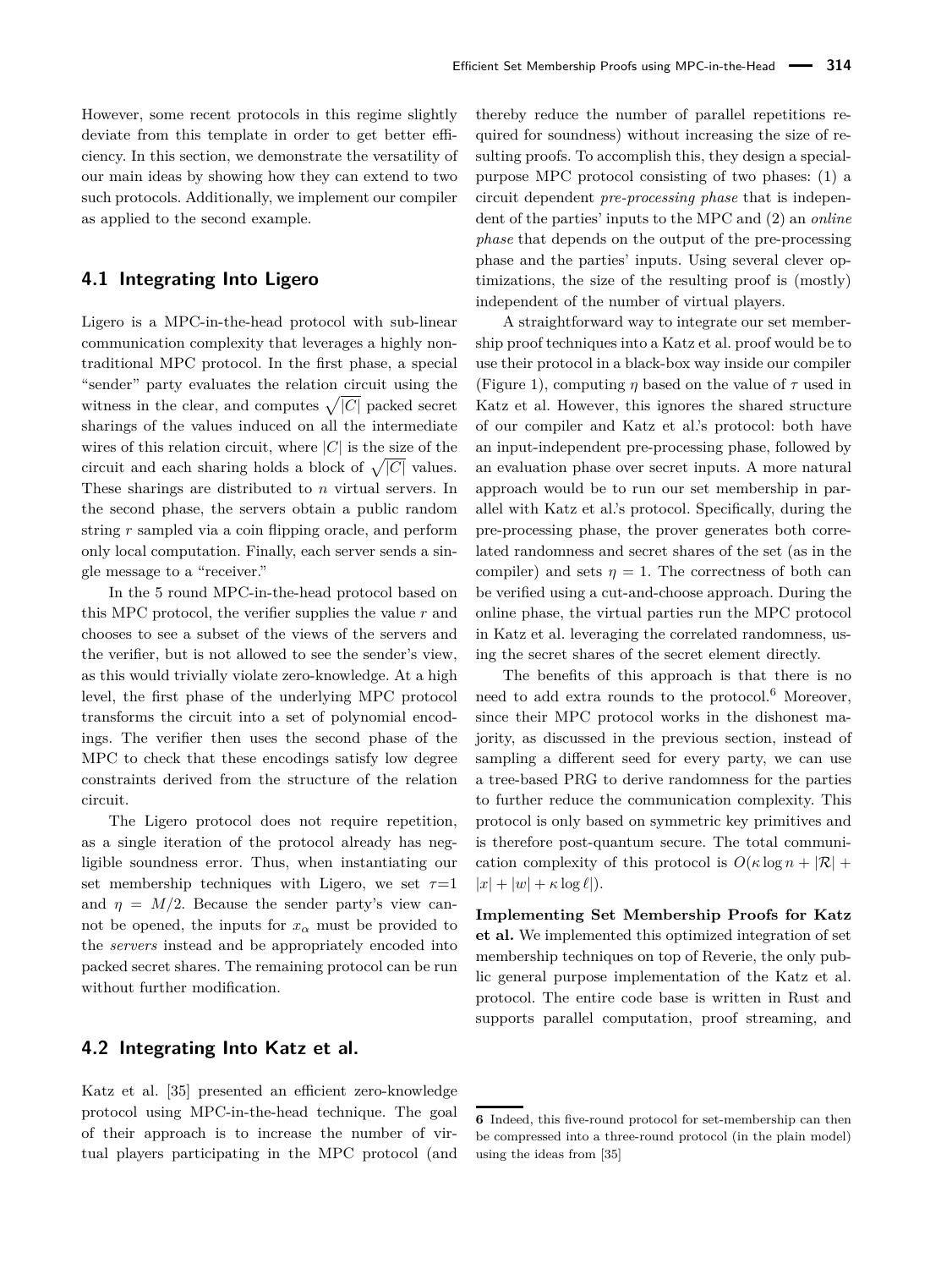However, some recent protocols in this regime slightly deviate from this template in order to get better efficiency. In this section, we demonstrate the versatility of our main ideas by showing how they can extend to two such protocols. Additionally, we implement our compiler as applied to the second example.

## 4.1 Integrating Into Ligero

Ligero is a MPC-in-the-head protocol with sub-linear communication complexity that leverages a highly nontraditional MPC protocol. In the first phase, a special "sender" party evaluates the relation circuit using the witness in the clear, and computes $\sqrt{|C|}$ packed secret sharings of the values induced on all the intermediate wires of this relation circuit, where $|C|$ is the size of the circuit and each sharing holds a block of $\sqrt{|C|}$ values. These sharings are distributed to $n$ virtual servers. In the second phase, the servers obtain a public random string $r$ sampled via a coin flipping oracle, and perform only local computation. Finally, each server sends a single message to a "receiver."

In the 5 round MPC-in-the-head protocol based on this MPC protocol, the verifier supplies the value $r$ and chooses to see a subset of the views of the servers and the verifier, but is not allowed to see the sender's view, as this would trivially violate zero-knowledge. At a high level, the first phase of the underlying MPC protocol transforms the circuit into a set of polynomial encodings. The verifier then uses the second phase of the MPC to check that these encodings satisfy low degree constraints derived from the structure of the relation circuit.

The Ligero protocol does not require repetition, as a single iteration of the protocol already has negligible soundness error. Thus, when instantiating our set membership techniques with Ligero, we set $\tau$=1 and $\eta = M/2$. Because the sender party's view cannot be opened, the inputs for $x_\alpha$ must be provided to the *servers* instead and be appropriately encoded into packed secret shares. The remaining protocol can be run without further modification.

## 4.2 Integrating Into Katz et al.

Katz et al. [35] presented an efficient zero-knowledge protocol using MPC-in-the-head technique. The goal of their approach is to increase the number of virtual players participating in the MPC protocol (and thereby reduce the number of parallel repetitions required for soundness) without increasing the size of resulting proofs. To accomplish this, they design a special-purpose MPC protocol consisting of two phases: (1) a circuit dependent *pre-processing phase* that is independent of the parties' inputs to the MPC and (2) an *online phase* that depends on the output of the pre-processing phase and the parties' inputs. Using several clever optimizations, the size of the resulting proof is (mostly) independent of the number of virtual players.

A straightforward way to integrate our set membership proof techniques into a Katz et al. proof would be to use their protocol in a black-box way inside our compiler (Figure 1), computing $\eta$ based on the value of $\tau$ used in Katz et al. However, this ignores the shared structure of our compiler and Katz et al.'s protocol: both have an input-independent pre-processing phase, followed by an evaluation phase over secret inputs. A more natural approach would be to run our set membership in parallel with Katz et al.'s protocol. Specifically, during the pre-processing phase, the prover generates both correlated randomness and secret shares of the set (as in the compiler) and sets $\eta = 1$. The correctness of both can be verified using a cut-and-choose approach. During the online phase, the virtual parties run the MPC protocol in Katz et al. leveraging the correlated randomness, using the secret shares of the secret element directly.

The benefits of this approach is that there is no need to add extra rounds to the protocol.[6] Moreover, since their MPC protocol works in the dishonest majority, as discussed in the previous section, instead of sampling a different seed for every party, we can use a tree-based PRG to derive randomness for the parties to further reduce the communication complexity. This protocol is only based on symmetric key primitives and is therefore post-quantum secure. The total communication complexity of this protocol is $O(\kappa \log n + |\mathcal{R}| + |x| + |w| + \kappa \log \ell|)$.

**Implementing Set Membership Proofs for Katz et al.** We implemented this optimized integration of set membership techniques on top of Reverie, the only public general purpose implementation of the Katz et al. protocol. The entire code base is written in Rust and supports parallel computation, proof streaming, and

[6] Indeed, this five-round protocol for set-membership can then be compressed into a three-round protocol (in the plain model) using the ideas from [35]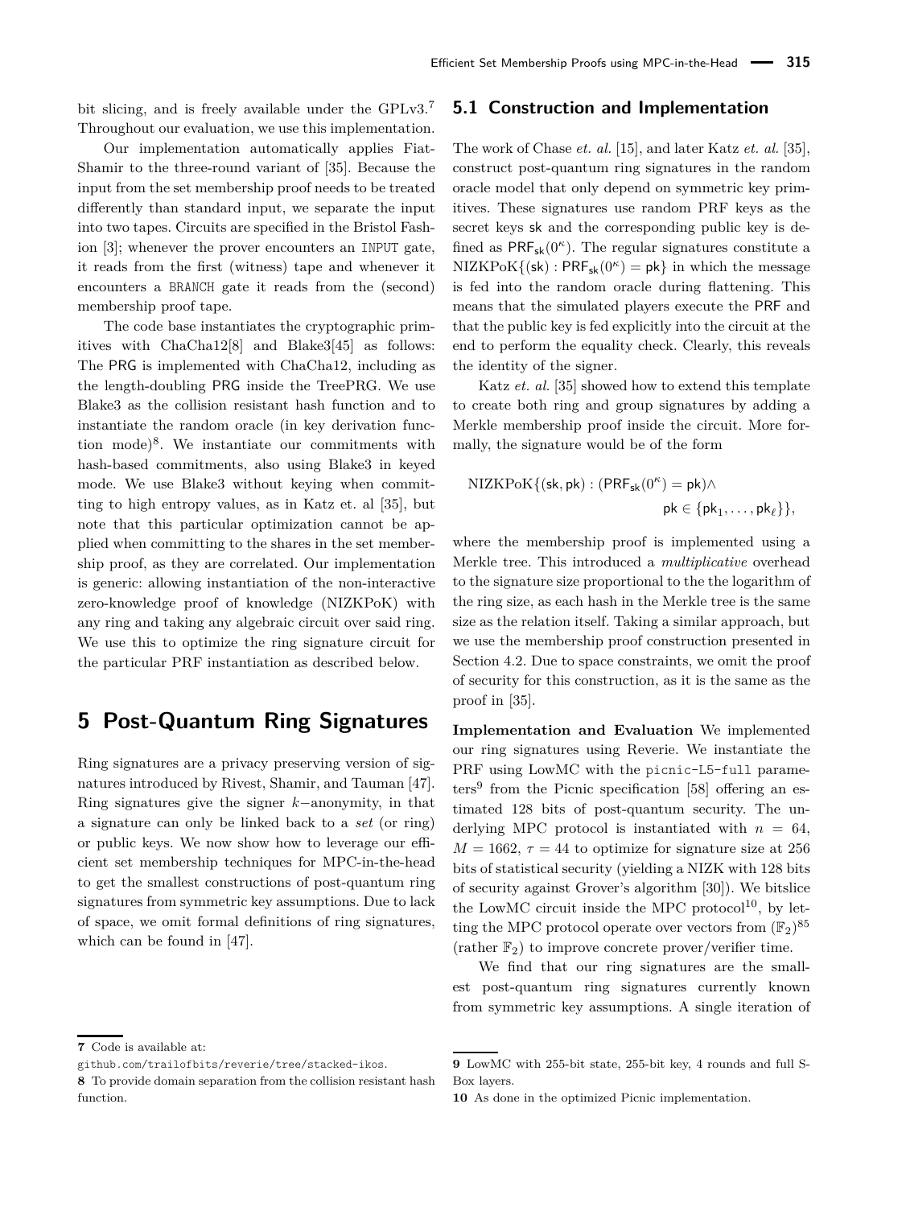bit slicing, and is freely available under the GPLv3.[7] Throughout our evaluation, we use this implementation.

Our implementation automatically applies Fiat-Shamir to the three-round variant of [35]. Because the input from the set membership proof needs to be treated differently than standard input, we separate the input into two tapes. Circuits are specified in the Bristol Fashion [3]; whenever the prover encounters an `INPUT` gate, it reads from the first (witness) tape and whenever it encounters a `BRANCH` gate it reads from the (second) membership proof tape.

The code base instantiates the cryptographic primitives with ChaCha12[8] and Blake3[45] as follows: The PRG is implemented with ChaCha12, including as the length-doubling PRG inside the TreePRG. We use Blake3 as the collision resistant hash function and to instantiate the random oracle (in key derivation function mode)[8]. We instantiate our commitments with hash-based commitments, also using Blake3 in keyed mode. We use Blake3 without keying when committing to high entropy values, as in Katz et. al [35], but note that this particular optimization cannot be applied when committing to the shares in the set membership proof, as they are correlated. Our implementation is generic: allowing instantiation of the non-interactive zero-knowledge proof of knowledge (NIZKPoK) with any ring and taking any algebraic circuit over said ring. We use this to optimize the ring signature circuit for the particular PRF instantiation as described below.

# 5 Post-Quantum Ring Signatures

Ring signatures are a privacy preserving version of signatures introduced by Rivest, Shamir, and Tauman [47]. Ring signatures give the signer $k-$anonymity, in that a signature can only be linked back to a *set* (or ring) or public keys. We now show how to leverage our efficient set membership techniques for MPC-in-the-head to get the smallest constructions of post-quantum ring signatures from symmetric key assumptions. Due to lack of space, we omit formal definitions of ring signatures, which can be found in [47].

## 5.1 Construction and Implementation

The work of Chase *et. al.* [15], and later Katz *et. al.* [35], construct post-quantum ring signatures in the random oracle model that only depend on symmetric key primitives. These signatures use random PRF keys as the secret keys $\mathsf{sk}$ and the corresponding public key is defined as $\mathsf{PRF}_{\mathsf{sk}}(0^\kappa)$. The regular signatures constitute a $\text{NIZKPoK}\{(\mathsf{sk}) : \mathsf{PRF}_{\mathsf{sk}}(0^\kappa) = \mathsf{pk}\}$ in which the message is fed into the random oracle during flattening. This means that the simulated players execute the PRF and that the public key is fed explicitly into the circuit at the end to perform the equality check. Clearly, this reveals the identity of the signer.

Katz *et. al.* [35] showed how to extend this template to create both ring and group signatures by adding a Merkle membership proof inside the circuit. More formally, the signature would be of the form

$$\text{NIZKPoK}\{(\mathsf{sk}, \mathsf{pk}) : (\mathsf{PRF}_{\mathsf{sk}}(0^\kappa) = \mathsf{pk}) \wedge \\ \mathsf{pk} \in \{\mathsf{pk}_1, \ldots, \mathsf{pk}_\ell\}\},$$

where the membership proof is implemented using a Merkle tree. This introduced a *multiplicative* overhead to the signature size proportional to the the logarithm of the ring size, as each hash in the Merkle tree is the same size as the relation itself. Taking a similar approach, but we use the membership proof construction presented in Section 4.2. Due to space constraints, we omit the proof of security for this construction, as it is the same as the proof in [35].

**Implementation and Evaluation** We implemented our ring signatures using Reverie. We instantiate the PRF using LowMC with the `picnic-L5-full` parameters[9] from the Picnic specification [58] offering an estimated 128 bits of post-quantum security. The underlying MPC protocol is instantiated with $n = 64$, $M = 1662$, $\tau = 44$ to optimize for signature size at 256 bits of statistical security (yielding a NIZK with 128 bits of security against Grover's algorithm [30]). We bitslice the LowMC circuit inside the MPC protocol[10], by letting the MPC protocol operate over vectors from $(\mathbb{F}_2)^{85}$ (rather $\mathbb{F}_2$) to improve concrete prover/verifier time.

We find that our ring signatures are the smallest post-quantum ring signatures currently known from symmetric key assumptions. A single iteration of

---

7 Code is available at: github.com/trailofbits/reverie/tree/stacked-ikos.

8 To provide domain separation from the collision resistant hash function.

9 LowMC with 255-bit state, 255-bit key, 4 rounds and full S-Box layers.

10 As done in the optimized Picnic implementation.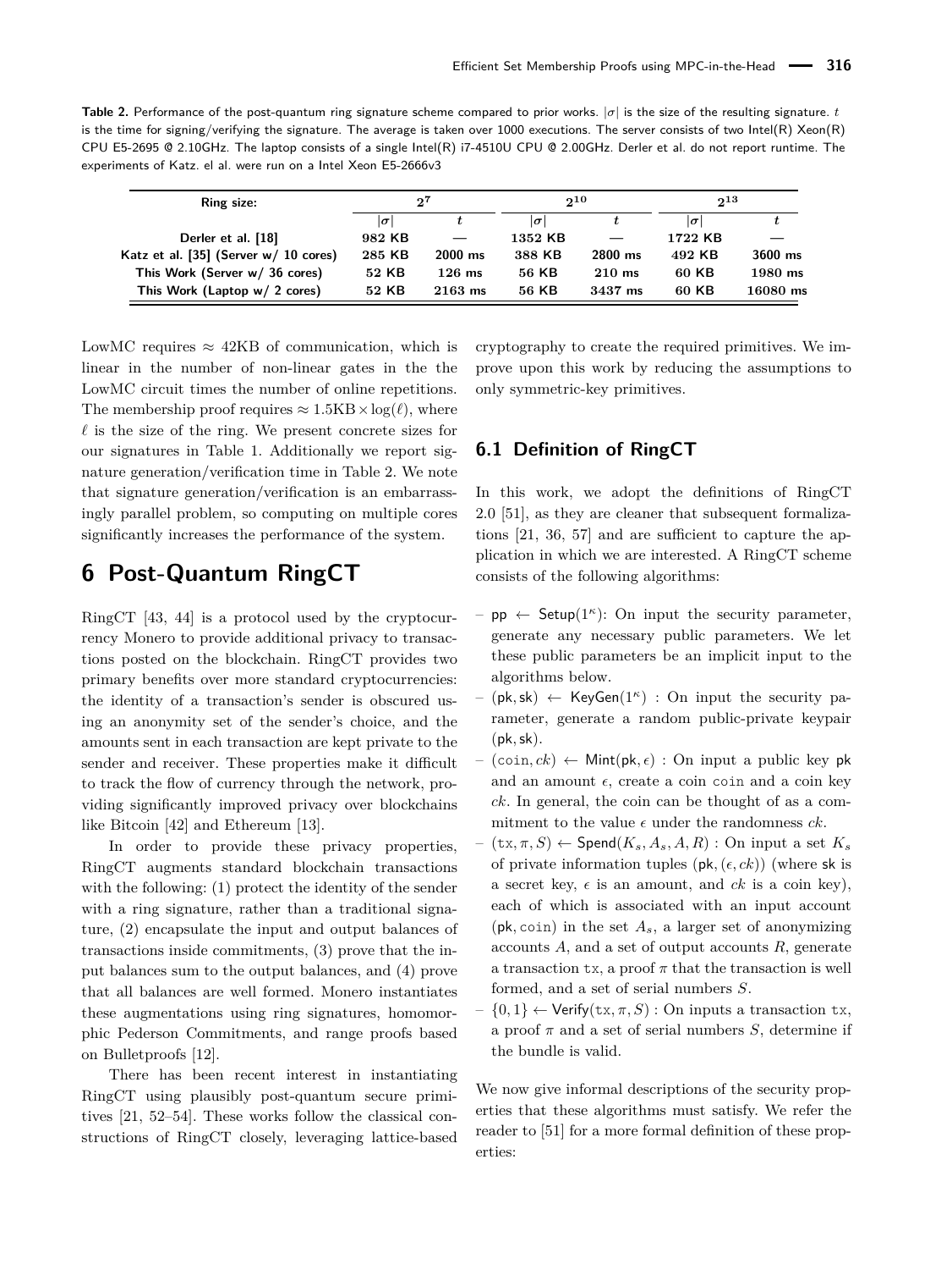**Table 2.** Performance of the post-quantum ring signature scheme compared to prior works. $|\sigma|$ is the size of the resulting signature. $t$ is the time for signing/verifying the signature. The average is taken over 1000 executions. The server consists of two Intel(R) Xeon(R) CPU E5-2695 @ 2.10GHz. The laptop consists of a single Intel(R) i7-4510U CPU @ 2.00GHz. Derler et al. do not report runtime. The experiments of Katz. el al. were run on a Intel Xeon E5-2666v3

| Ring size: | $2^7$ | | $2^{10}$ | | $2^{13}$ | |
|---|---|---|---|---|---|---|
| | $\|\sigma\|$ | $t$ | $\|\sigma\|$ | $t$ | $\|\sigma\|$ | $t$ |
| Derler et al. [18] | 982 KB | — | 1352 KB | — | 1722 KB | — |
| Katz et al. [35] (Server w/ 10 cores) | 285 KB | 2000 ms | 388 KB | 2800 ms | 492 KB | 3600 ms |
| This Work (Server w/ 36 cores) | 52 KB | 126 ms | 56 KB | 210 ms | 60 KB | 1980 ms |
| This Work (Laptop w/ 2 cores) | 52 KB | 2163 ms | 56 KB | 3437 ms | 60 KB | 16080 ms |

LowMC requires $\approx$ 42KB of communication, which is linear in the number of non-linear gates in the the LowMC circuit times the number of online repetitions. The membership proof requires $\approx 1.5\text{KB} \times \log(\ell)$, where $\ell$ is the size of the ring. We present concrete sizes for our signatures in Table 1. Additionally we report signature generation/verification time in Table 2. We note that signature generation/verification is an embarrassingly parallel problem, so computing on multiple cores significantly increases the performance of the system.

# 6 Post-Quantum RingCT

RingCT [43, 44] is a protocol used by the cryptocurrency Monero to provide additional privacy to transactions posted on the blockchain. RingCT provides two primary benefits over more standard cryptocurrencies: the identity of a transaction's sender is obscured using an anonymity set of the sender's choice, and the amounts sent in each transaction are kept private to the sender and receiver. These properties make it difficult to track the flow of currency through the network, providing significantly improved privacy over blockchains like Bitcoin [42] and Ethereum [13].

In order to provide these privacy properties, RingCT augments standard blockchain transactions with the following: (1) protect the identity of the sender with a ring signature, rather than a traditional signature, (2) encapsulate the input and output balances of transactions inside commitments, (3) prove that the input balances sum to the output balances, and (4) prove that all balances are well formed. Monero instantiates these augmentations using ring signatures, homomorphic Pederson Commitments, and range proofs based on Bulletproofs [12].

There has been recent interest in instantiating RingCT using plausibly post-quantum secure primitives [21, 52–54]. These works follow the classical constructions of RingCT closely, leveraging lattice-based cryptography to create the required primitives. We improve upon this work by reducing the assumptions to only symmetric-key primitives.

## 6.1 Definition of RingCT

In this work, we adopt the definitions of RingCT 2.0 [51], as they are cleaner that subsequent formalizations [21, 36, 57] and are sufficient to capture the application in which we are interested. A RingCT scheme consists of the following algorithms:

- $\mathsf{pp} \leftarrow \mathsf{Setup}(1^\kappa)$: On input the security parameter, generate any necessary public parameters. We let these public parameters be an implicit input to the algorithms below.
- $(\mathsf{pk}, \mathsf{sk}) \leftarrow \mathsf{KeyGen}(1^\kappa)$ : On input the security parameter, generate a random public-private keypair $(\mathsf{pk}, \mathsf{sk})$.
- $(\texttt{coin}, ck) \leftarrow \mathsf{Mint}(\mathsf{pk}, \epsilon)$ : On input a public key $\mathsf{pk}$ and an amount $\epsilon$, create a coin $\texttt{coin}$ and a coin key $ck$. In general, the coin can be thought of as a commitment to the value $\epsilon$ under the randomness $ck$.
- $(\texttt{tx}, \pi, S) \leftarrow \mathsf{Spend}(K_s, A_s, A, R)$ : On input a set $K_s$ of private information tuples $(\mathsf{pk}, (\epsilon, ck))$ (where $\mathsf{sk}$ is a secret key, $\epsilon$ is an amount, and $ck$ is a coin key), each of which is associated with an input account $(\mathsf{pk}, \texttt{coin})$ in the set $A_s$, a larger set of anonymizing accounts $A$, and a set of output accounts $R$, generate a transaction $\texttt{tx}$, a proof $\pi$ that the transaction is well formed, and a set of serial numbers $S$.
- $\{0, 1\} \leftarrow \mathsf{Verify}(\texttt{tx}, \pi, S)$ : On inputs a transaction $\texttt{tx}$, a proof $\pi$ and a set of serial numbers $S$, determine if the bundle is valid.

We now give informal descriptions of the security properties that these algorithms must satisfy. We refer the reader to [51] for a more formal definition of these properties: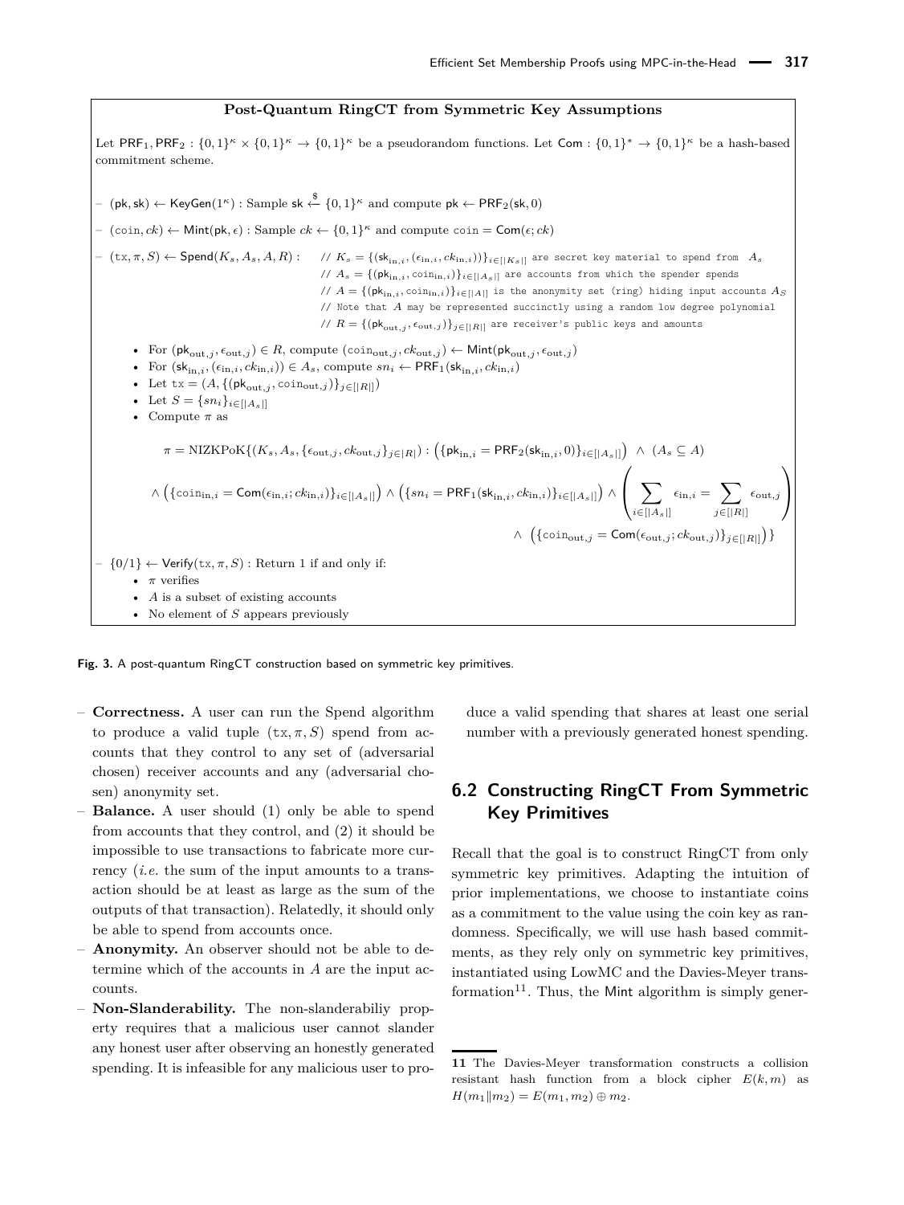**Post-Quantum RingCT from Symmetric Key Assumptions**

Let $\mathsf{PRF}_1, \mathsf{PRF}_2 : \{0,1\}^\kappa \times \{0,1\}^\kappa \to \{0,1\}^\kappa$ be a pseudorandom functions. Let $\mathsf{Com} : \{0,1\}^* \to \{0,1\}^\kappa$ be a hash-based commitment scheme.

– $(\mathsf{pk}, \mathsf{sk}) \leftarrow \mathsf{KeyGen}(1^\kappa)$ : Sample $\mathsf{sk} \xleftarrow{\$} \{0,1\}^\kappa$ and compute $\mathsf{pk} \leftarrow \mathsf{PRF}_2(\mathsf{sk}, 0)$

– $(\mathtt{coin}, ck) \leftarrow \mathsf{Mint}(\mathsf{pk}, \epsilon)$ : Sample $ck \leftarrow \{0,1\}^\kappa$ and compute $\mathtt{coin} = \mathsf{Com}(\epsilon; ck)$

– $(\mathtt{tx}, \pi, S) \leftarrow \mathsf{Spend}(K_s, A_s, A, R)$ :

```
// K_s = {(sk_in,i, (ε_in,i, ck_in,i))}_{i∈[|K_s|]} are secret key material to spend from A_s
// A_s = {(pk_in,i, coin_in,i)}_{i∈[|A_s|]} are accounts from which the spender spends
// A = {(pk_in,i, coin_in,i)}_{i∈[|A|]} is the anonymity set (ring) hiding input accounts A_S
// Note that A may be represented succinctly using a random low degree polynomial
// R = {(pk_out,j, ε_out,j)}_{j∈[|R|]} are receiver's public keys and amounts
```

- For $(\mathsf{pk}_{\text{out},j}, \epsilon_{\text{out},j}) \in R$, compute $(\mathtt{coin}_{\text{out},j}, ck_{\text{out},j}) \leftarrow \mathsf{Mint}(\mathsf{pk}_{\text{out},j}, \epsilon_{\text{out},j})$
- For $(\mathsf{sk}_{\text{in},i}, (\epsilon_{\text{in},i}, ck_{\text{in},i})) \in A_s$, compute $sn_i \leftarrow \mathsf{PRF}_1(\mathsf{sk}_{\text{in},i}, ck_{\text{in},i})$
- Let $\mathtt{tx} = (A, \{(\mathsf{pk}_{\text{out},j}, \mathtt{coin}_{\text{out},j})\}_{j\in[|R|]})$
- Let $S = \{sn_i\}_{i\in[|A_s|]}$
- Compute $\pi$ as

$$
\begin{aligned}
\pi = \text{NIZKPoK}\{&(K_s, A_s, \{\epsilon_{\text{out},j}, ck_{\text{out},j}\}_{j\in|R|}) : \left(\{\mathsf{pk}_{\text{in},i} = \mathsf{PRF}_2(\mathsf{sk}_{\text{in},i}, 0)\}_{i\in[|A_s|]}\right) \wedge (A_s \subseteq A) \\
&\wedge \left(\{\mathtt{coin}_{\text{in},i} = \mathsf{Com}(\epsilon_{\text{in},i}; ck_{\text{in},i})\}_{i\in[|A_s|]}\right) \wedge \left(\{sn_i = \mathsf{PRF}_1(\mathsf{sk}_{\text{in},i}, ck_{\text{in},i})\}_{i\in[|A_s|]}\right) \wedge \left(\sum_{i\in[|A_s|]} \epsilon_{\text{in},i} = \sum_{j\in[|R|]} \epsilon_{\text{out},j}\right) \\
&\wedge \left(\{\mathtt{coin}_{\text{out},j} = \mathsf{Com}(\epsilon_{\text{out},j}; ck_{\text{out},j})\}_{j\in[|R|]}\right)\}
\end{aligned}
$$

– $\{0/1\} \leftarrow \mathsf{Verify}(\mathtt{tx}, \pi, S)$ : Return 1 if and only if:
- $\pi$ verifies
- $A$ is a subset of existing accounts
- No element of $S$ appears previously

**Fig. 3.** A post-quantum RingCT construction based on symmetric key primitives.

– **Correctness.** A user can run the Spend algorithm to produce a valid tuple $(\mathtt{tx}, \pi, S)$ spend from accounts that they control to any set of (adversarial chosen) receiver accounts and any (adversarial chosen) anonymity set.

– **Balance.** A user should (1) only be able to spend from accounts that they control, and (2) it should be impossible to use transactions to fabricate more currency (*i.e.* the sum of the input amounts to a transaction should be at least as large as the sum of the outputs of that transaction). Relatedly, it should only be able to spend from accounts once.

– **Anonymity.** An observer should not be able to determine which of the accounts in $A$ are the input accounts.

– **Non-Slanderability.** The non-slanderabiliy property requires that a malicious user cannot slander any honest user after observing an honestly generated spending. It is infeasible for any malicious user to produce a valid spending that shares at least one serial number with a previously generated honest spending.

## 6.2 Constructing RingCT From Symmetric Key Primitives

Recall that the goal is to construct RingCT from only symmetric key primitives. Adapting the intuition of prior implementations, we choose to instantiate coins as a commitment to the value using the coin key as randomness. Specifically, we will use hash based commitments, as they rely only on symmetric key primitives, instantiated using LowMC and the Davies-Meyer transformation[11]. Thus, the Mint algorithm is simply gener-

[11] The Davies-Meyer transformation constructs a collision resistant hash function from a block cipher $E(k, m)$ as $H(m_1 \| m_2) = E(m_1, m_2) \oplus m_2$.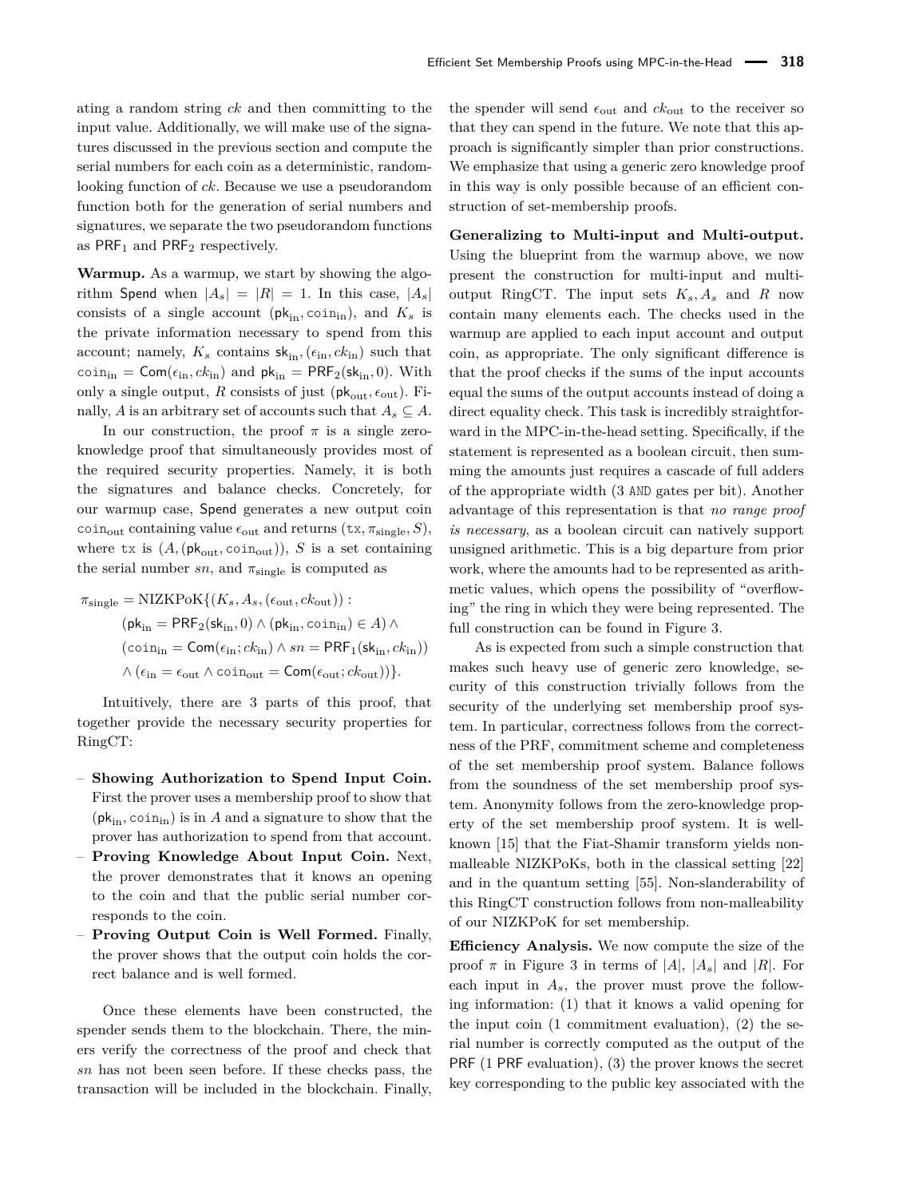ating a random string $ck$ and then committing to the input value. Additionally, we will make use of the signatures discussed in the previous section and compute the serial numbers for each coin as a deterministic, random-looking function of $ck$. Because we use a pseudorandom function both for the generation of serial numbers and signatures, we separate the two pseudorandom functions as $\mathsf{PRF}_1$ and $\mathsf{PRF}_2$ respectively.

**Warmup.** As a warmup, we start by showing the algorithm Spend when $|A_s| = |R| = 1$. In this case, $|A_s|$ consists of a single account $(\mathsf{pk}_{\text{in}}, \mathtt{coin}_{\text{in}})$, and $K_s$ is the private information necessary to spend from this account; namely, $K_s$ contains $\mathsf{sk}_{\text{in}}, (\epsilon_{\text{in}}, ck_{\text{in}})$ such that $\mathtt{coin}_{\text{in}} = \mathsf{Com}(\epsilon_{\text{in}}, ck_{\text{in}})$ and $\mathsf{pk}_{\text{in}} = \mathsf{PRF}_2(\mathsf{sk}_{\text{in}}, 0)$. With only a single output, $R$ consists of just $(\mathsf{pk}_{\text{out}}, \epsilon_{\text{out}})$. Finally, $A$ is an arbitrary set of accounts such that $A_s \subseteq A$.

In our construction, the proof $\pi$ is a single zero-knowledge proof that simultaneously provides most of the required security properties. Namely, it is both the signatures and balance checks. Concretely, for our warmup case, Spend generates a new output coin $\mathtt{coin}_{\text{out}}$ containing value $\epsilon_{\text{out}}$ and returns $(\mathtt{tx}, \pi_{\text{single}}, S)$, where $\mathtt{tx}$ is $(A, (\mathsf{pk}_{\text{out}}, \mathtt{coin}_{\text{out}}))$, $S$ is a set containing the serial number $sn$, and $\pi_{\text{single}}$ is computed as

$$
\begin{aligned}
\pi_{\text{single}} = \text{NIZKPoK}\{(K_s, A_s, (\epsilon_{\text{out}}, ck_{\text{out}})) :\\
(\mathsf{pk}_{\text{in}} = \mathsf{PRF}_2(\mathsf{sk}_{\text{in}}, 0) \wedge (\mathsf{pk}_{\text{in}}, \mathtt{coin}_{\text{in}}) \in A) \wedge\\
(\mathtt{coin}_{\text{in}} = \mathsf{Com}(\epsilon_{\text{in}}; ck_{\text{in}}) \wedge sn = \mathsf{PRF}_1(\mathsf{sk}_{\text{in}}, ck_{\text{in}}))\\
\wedge (\epsilon_{\text{in}} = \epsilon_{\text{out}} \wedge \mathtt{coin}_{\text{out}} = \mathsf{Com}(\epsilon_{\text{out}}; ck_{\text{out}}))\}.
\end{aligned}
$$

Intuitively, there are 3 parts of this proof, that together provide the necessary security properties for RingCT:

- **Showing Authorization to Spend Input Coin.** First the prover uses a membership proof to show that $(\mathsf{pk}_{\text{in}}, \mathtt{coin}_{\text{in}})$ is in $A$ and a signature to show that the prover has authorization to spend from that account.
- **Proving Knowledge About Input Coin.** Next, the prover demonstrates that it knows an opening to the coin and that the public serial number corresponds to the coin.
- **Proving Output Coin is Well Formed.** Finally, the prover shows that the output coin holds the correct balance and is well formed.

Once these elements have been constructed, the spender sends them to the blockchain. There, the miners verify the correctness of the proof and check that $sn$ has not been seen before. If these checks pass, the transaction will be included in the blockchain. Finally, the spender will send $\epsilon_{\text{out}}$ and $ck_{\text{out}}$ to the receiver so that they can spend in the future. We note that this approach is significantly simpler than prior constructions. We emphasize that using a generic zero knowledge proof in this way is only possible because of an efficient construction of set-membership proofs.

**Generalizing to Multi-input and Multi-output.** Using the blueprint from the warmup above, we now present the construction for multi-input and multi-output RingCT. The input sets $K_s, A_s$ and $R$ now contain many elements each. The checks used in the warmup are applied to each input account and output coin, as appropriate. The only significant difference is that the proof checks if the sums of the input accounts equal the sums of the output accounts instead of doing a direct equality check. This task is incredibly straightforward in the MPC-in-the-head setting. Specifically, if the statement is represented as a boolean circuit, then summing the amounts just requires a cascade of full adders of the appropriate width (3 AND gates per bit). Another advantage of this representation is that *no range proof is necessary*, as a boolean circuit can natively support unsigned arithmetic. This is a big departure from prior work, where the amounts had to be represented as arithmetic values, which opens the possibility of "overflowing" the ring in which they were being represented. The full construction can be found in Figure 3.

As is expected from such a simple construction that makes such heavy use of generic zero knowledge, security of this construction trivially follows from the security of the underlying set membership proof system. In particular, correctness follows from the correctness of the PRF, commitment scheme and completeness of the set membership proof system. Balance follows from the soundness of the set membership proof system. Anonymity follows from the zero-knowledge property of the set membership proof system. It is well-known [15] that the Fiat-Shamir transform yields non-malleable NIZKPoKs, both in the classical setting [22] and in the quantum setting [55]. Non-slanderability of this RingCT construction follows from non-malleability of our NIZKPoK for set membership.

**Efficiency Analysis.** We now compute the size of the proof $\pi$ in Figure 3 in terms of $|A|$, $|A_s|$ and $|R|$. For each input in $A_s$, the prover must prove the following information: (1) that it knows a valid opening for the input coin (1 commitment evaluation), (2) the serial number is correctly computed as the output of the PRF (1 PRF evaluation), (3) the prover knows the secret key corresponding to the public key associated with the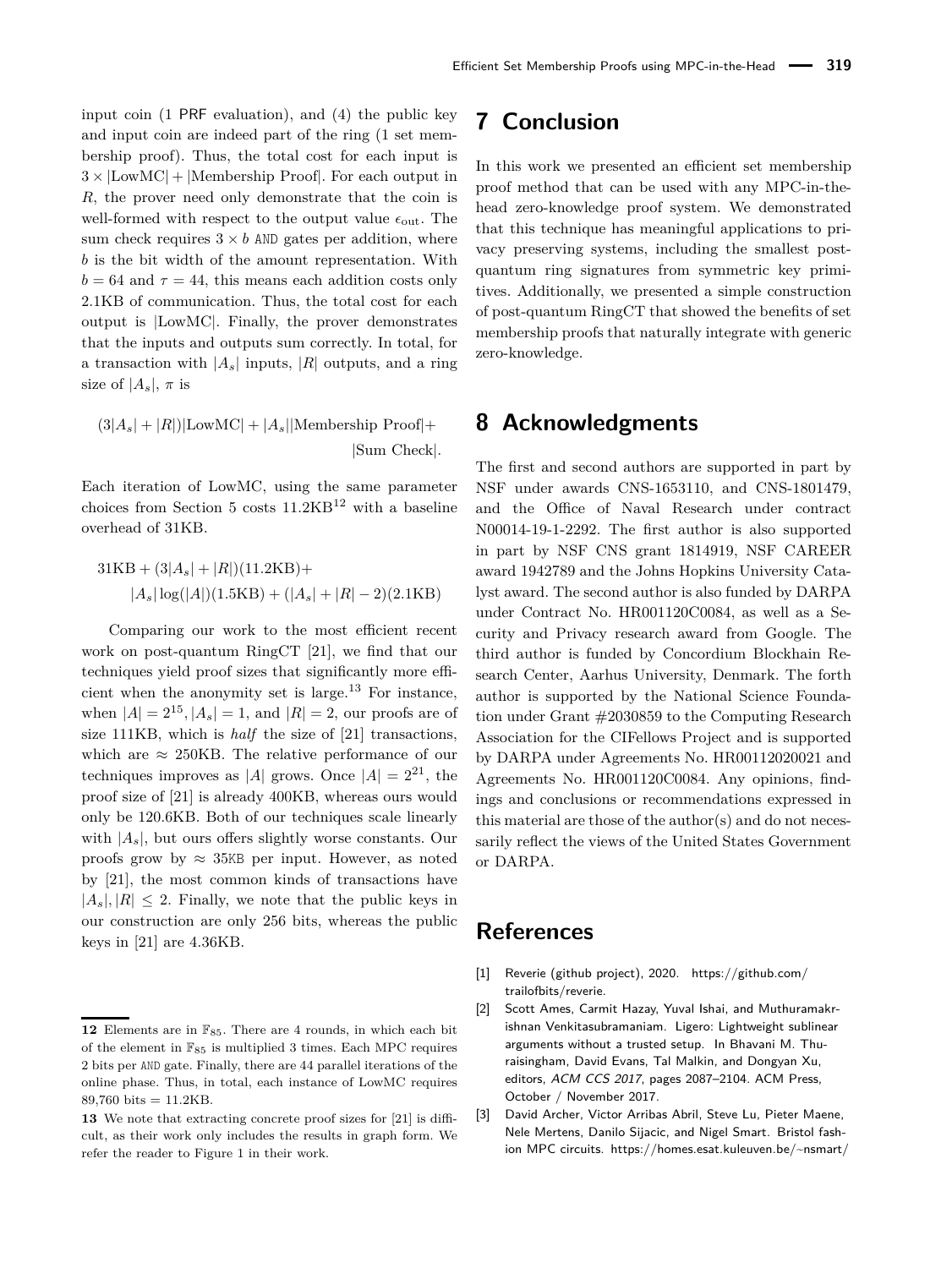input coin (1 PRF evaluation), and (4) the public key and input coin are indeed part of the ring (1 set membership proof). Thus, the total cost for each input is $3 \times |\text{LowMC}| + |\text{Membership Proof}|$. For each output in $R$, the prover need only demonstrate that the coin is well-formed with respect to the output value $\epsilon_{\text{out}}$. The sum check requires $3 \times b$ AND gates per addition, where $b$ is the bit width of the amount representation. With $b = 64$ and $\tau = 44$, this means each addition costs only 2.1KB of communication. Thus, the total cost for each output is $|\text{LowMC}|$. Finally, the prover demonstrates that the inputs and outputs sum correctly. In total, for a transaction with $|A_s|$ inputs, $|R|$ outputs, and a ring size of $|A_s|$, $\pi$ is

$$(3|A_s| + |R|)|\text{LowMC}| + |A_s||\text{Membership Proof}| + |\text{Sum Check}|.$$

Each iteration of LowMC, using the same parameter choices from Section 5 costs 11.2KB[12] with a baseline overhead of 31KB.

$$31\text{KB} + (3|A_s| + |R|)(11.2\text{KB}) + |A_s|\log(|A|)(1.5\text{KB}) + (|A_s| + |R| - 2)(2.1\text{KB})$$

Comparing our work to the most efficient recent work on post-quantum RingCT [21], we find that our techniques yield proof sizes that significantly more efficient when the anonymity set is large.[13] For instance, when $|A| = 2^{15}, |A_s| = 1$, and $|R| = 2$, our proofs are of size 111KB, which is *half* the size of [21] transactions, which are $\approx$ 250KB. The relative performance of our techniques improves as $|A|$ grows. Once $|A| = 2^{21}$, the proof size of [21] is already 400KB, whereas ours would only be 120.6KB. Both of our techniques scale linearly with $|A_s|$, but ours offers slightly worse constants. Our proofs grow by $\approx$ 35KB per input. However, as noted by [21], the most common kinds of transactions have $|A_s|, |R| \leq 2$. Finally, we note that the public keys in our construction are only 256 bits, whereas the public keys in [21] are 4.36KB.

12 Elements are in $\mathbb{F}_{8^5}$. There are 4 rounds, in which each bit of the element in $\mathbb{F}_{8^5}$ is multiplied 3 times. Each MPC requires 2 bits per AND gate. Finally, there are 44 parallel iterations of the online phase. Thus, in total, each instance of LowMC requires 89,760 bits = 11.2KB.

13 We note that extracting concrete proof sizes for [21] is difficult, as their work only includes the results in graph form. We refer the reader to Figure 1 in their work.

## 7 Conclusion

In this work we presented an efficient set membership proof method that can be used with any MPC-in-the-head zero-knowledge proof system. We demonstrated that this technique has meaningful applications to privacy preserving systems, including the smallest post-quantum ring signatures from symmetric key primitives. Additionally, we presented a simple construction of post-quantum RingCT that showed the benefits of set membership proofs that naturally integrate with generic zero-knowledge.

## 8 Acknowledgments

The first and second authors are supported in part by NSF under awards CNS-1653110, and CNS-1801479, and the Office of Naval Research under contract N00014-19-1-2292. The first author is also supported in part by NSF CNS grant 1814919, NSF CAREER award 1942789 and the Johns Hopkins University Catalyst award. The second author is also funded by DARPA under Contract No. HR001120C0084, as well as a Security and Privacy research award from Google. The third author is funded by Concordium Blockhain Research Center, Aarhus University, Denmark. The forth author is supported by the National Science Foundation under Grant #2030859 to the Computing Research Association for the CIFellows Project and is supported by DARPA under Agreements No. HR00112020021 and Agreements No. HR001120C0084. Any opinions, findings and conclusions or recommendations expressed in this material are those of the author(s) and do not necessarily reflect the views of the United States Government or DARPA.

## References

- [1] Reverie (github project), 2020. https://github.com/trailofbits/reverie.
- [2] Scott Ames, Carmit Hazay, Yuval Ishai, and Muthuramakrishnan Venkitasubramaniam. Ligero: Lightweight sublinear arguments without a trusted setup. In Bhavani M. Thuraisingham, David Evans, Tal Malkin, and Dongyan Xu, editors, *ACM CCS 2017*, pages 2087–2104. ACM Press, October / November 2017.
- [3] David Archer, Victor Arribas Abril, Steve Lu, Pieter Maene, Nele Mertens, Danilo Sijacic, and Nigel Smart. Bristol fashion MPC circuits. https://homes.esat.kuleuven.be/~nsmart/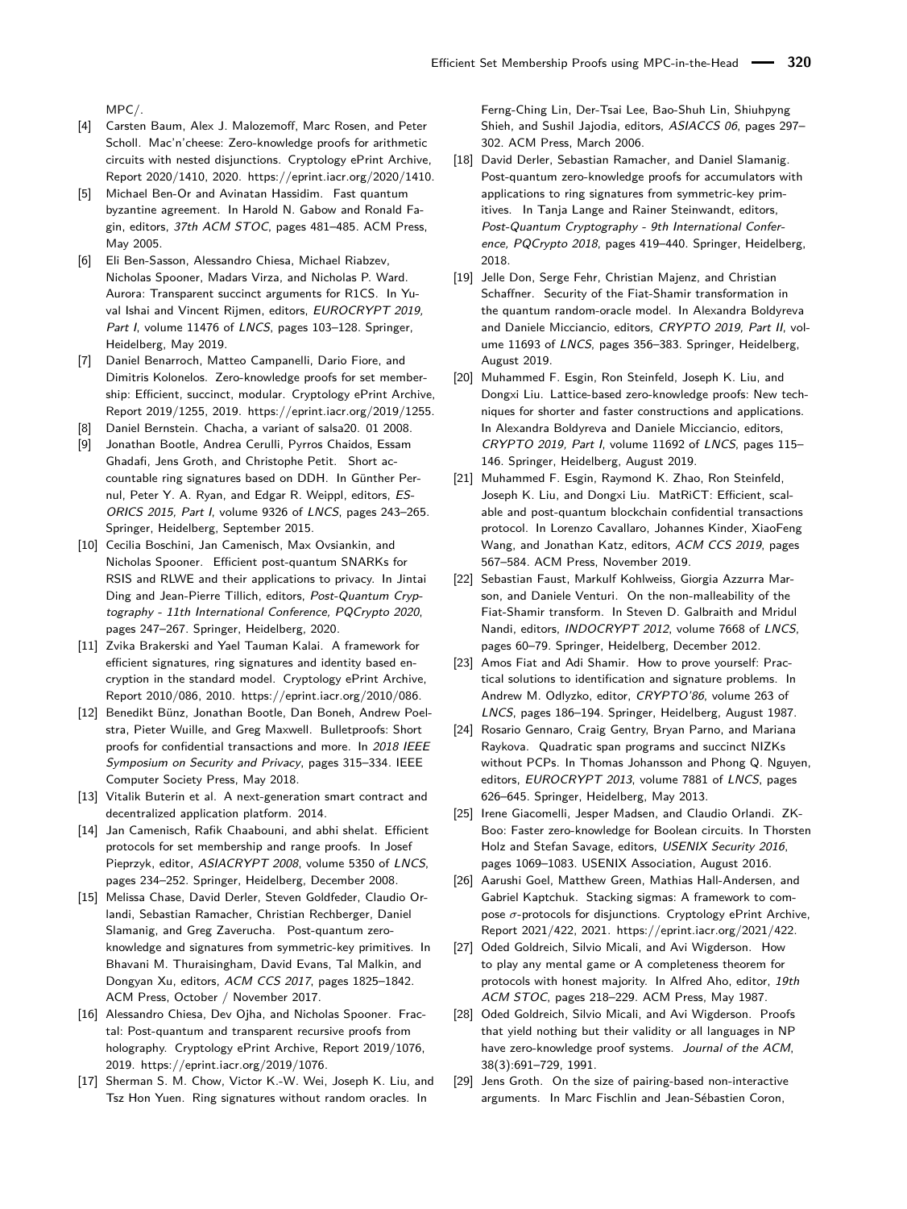MPC/.

- [4] Carsten Baum, Alex J. Malozemoff, Marc Rosen, and Peter Scholl. Mac'n'cheese: Zero-knowledge proofs for arithmetic circuits with nested disjunctions. Cryptology ePrint Archive, Report 2020/1410, 2020. https://eprint.iacr.org/2020/1410.
- [5] Michael Ben-Or and Avinatan Hassidim. Fast quantum byzantine agreement. In Harold N. Gabow and Ronald Fagin, editors, *37th ACM STOC*, pages 481–485. ACM Press, May 2005.
- [6] Eli Ben-Sasson, Alessandro Chiesa, Michael Riabzev, Nicholas Spooner, Madars Virza, and Nicholas P. Ward. Aurora: Transparent succinct arguments for R1CS. In Yuval Ishai and Vincent Rijmen, editors, *EUROCRYPT 2019, Part I*, volume 11476 of *LNCS*, pages 103–128. Springer, Heidelberg, May 2019.
- [7] Daniel Benarroch, Matteo Campanelli, Dario Fiore, and Dimitris Kolonelos. Zero-knowledge proofs for set membership: Efficient, succinct, modular. Cryptology ePrint Archive, Report 2019/1255, 2019. https://eprint.iacr.org/2019/1255.
- [8] Daniel Bernstein. Chacha, a variant of salsa20. 01 2008.
- [9] Jonathan Bootle, Andrea Cerulli, Pyrros Chaidos, Essam Ghadafi, Jens Groth, and Christophe Petit. Short accountable ring signatures based on DDH. In Günther Pernul, Peter Y. A. Ryan, and Edgar R. Weippl, editors, *ESORICS 2015, Part I*, volume 9326 of *LNCS*, pages 243–265. Springer, Heidelberg, September 2015.
- [10] Cecilia Boschini, Jan Camenisch, Max Ovsiankin, and Nicholas Spooner. Efficient post-quantum SNARKs for RSIS and RLWE and their applications to privacy. In Jintai Ding and Jean-Pierre Tillich, editors, *Post-Quantum Cryptography - 11th International Conference, PQCrypto 2020*, pages 247–267. Springer, Heidelberg, 2020.
- [11] Zvika Brakerski and Yael Tauman Kalai. A framework for efficient signatures, ring signatures and identity based encryption in the standard model. Cryptology ePrint Archive, Report 2010/086, 2010. https://eprint.iacr.org/2010/086.
- [12] Benedikt Bünz, Jonathan Bootle, Dan Boneh, Andrew Poelstra, Pieter Wuille, and Greg Maxwell. Bulletproofs: Short proofs for confidential transactions and more. In *2018 IEEE Symposium on Security and Privacy*, pages 315–334. IEEE Computer Society Press, May 2018.
- [13] Vitalik Buterin et al. A next-generation smart contract and decentralized application platform. 2014.
- [14] Jan Camenisch, Rafik Chaabouni, and abhi shelat. Efficient protocols for set membership and range proofs. In Josef Pieprzyk, editor, *ASIACRYPT 2008*, volume 5350 of *LNCS*, pages 234–252. Springer, Heidelberg, December 2008.
- [15] Melissa Chase, David Derler, Steven Goldfeder, Claudio Orlandi, Sebastian Ramacher, Christian Rechberger, Daniel Slamanig, and Greg Zaverucha. Post-quantum zero-knowledge and signatures from symmetric-key primitives. In Bhavani M. Thuraisingham, David Evans, Tal Malkin, and Dongyan Xu, editors, *ACM CCS 2017*, pages 1825–1842. ACM Press, October / November 2017.
- [16] Alessandro Chiesa, Dev Ojha, and Nicholas Spooner. Fractal: Post-quantum and transparent recursive proofs from holography. Cryptology ePrint Archive, Report 2019/1076, 2019. https://eprint.iacr.org/2019/1076.
- [17] Sherman S. M. Chow, Victor K.-W. Wei, Joseph K. Liu, and Tsz Hon Yuen. Ring signatures without random oracles. In Ferng-Ching Lin, Der-Tsai Lee, Bao-Shuh Lin, Shiuhpyng Shieh, and Sushil Jajodia, editors, *ASIACCS 06*, pages 297–302. ACM Press, March 2006.
- [18] David Derler, Sebastian Ramacher, and Daniel Slamanig. Post-quantum zero-knowledge proofs for accumulators with applications to ring signatures from symmetric-key primitives. In Tanja Lange and Rainer Steinwandt, editors, *Post-Quantum Cryptography - 9th International Conference, PQCrypto 2018*, pages 419–440. Springer, Heidelberg, 2018.
- [19] Jelle Don, Serge Fehr, Christian Majenz, and Christian Schaffner. Security of the Fiat-Shamir transformation in the quantum random-oracle model. In Alexandra Boldyreva and Daniele Micciancio, editors, *CRYPTO 2019, Part II*, volume 11693 of *LNCS*, pages 356–383. Springer, Heidelberg, August 2019.
- [20] Muhammed F. Esgin, Ron Steinfeld, Joseph K. Liu, and Dongxi Liu. Lattice-based zero-knowledge proofs: New techniques for shorter and faster constructions and applications. In Alexandra Boldyreva and Daniele Micciancio, editors, *CRYPTO 2019, Part I*, volume 11692 of *LNCS*, pages 115–146. Springer, Heidelberg, August 2019.
- [21] Muhammed F. Esgin, Raymond K. Zhao, Ron Steinfeld, Joseph K. Liu, and Dongxi Liu. MatRiCT: Efficient, scalable and post-quantum blockchain confidential transactions protocol. In Lorenzo Cavallaro, Johannes Kinder, XiaoFeng Wang, and Jonathan Katz, editors, *ACM CCS 2019*, pages 567–584. ACM Press, November 2019.
- [22] Sebastian Faust, Markulf Kohlweiss, Giorgia Azzurra Marson, and Daniele Venturi. On the non-malleability of the Fiat-Shamir transform. In Steven D. Galbraith and Mridul Nandi, editors, *INDOCRYPT 2012*, volume 7668 of *LNCS*, pages 60–79. Springer, Heidelberg, December 2012.
- [23] Amos Fiat and Adi Shamir. How to prove yourself: Practical solutions to identification and signature problems. In Andrew M. Odlyzko, editor, *CRYPTO'86*, volume 263 of *LNCS*, pages 186–194. Springer, Heidelberg, August 1987.
- [24] Rosario Gennaro, Craig Gentry, Bryan Parno, and Mariana Raykova. Quadratic span programs and succinct NIZKs without PCPs. In Thomas Johansson and Phong Q. Nguyen, editors, *EUROCRYPT 2013*, volume 7881 of *LNCS*, pages 626–645. Springer, Heidelberg, May 2013.
- [25] Irene Giacomelli, Jesper Madsen, and Claudio Orlandi. ZKBoo: Faster zero-knowledge for Boolean circuits. In Thorsten Holz and Stefan Savage, editors, *USENIX Security 2016*, pages 1069–1083. USENIX Association, August 2016.
- [26] Aarushi Goel, Matthew Green, Mathias Hall-Andersen, and Gabriel Kaptchuk. Stacking sigmas: A framework to compose $\sigma$-protocols for disjunctions. Cryptology ePrint Archive, Report 2021/422, 2021. https://eprint.iacr.org/2021/422.
- [27] Oded Goldreich, Silvio Micali, and Avi Wigderson. How to play any mental game or A completeness theorem for protocols with honest majority. In Alfred Aho, editor, *19th ACM STOC*, pages 218–229. ACM Press, May 1987.
- [28] Oded Goldreich, Silvio Micali, and Avi Wigderson. Proofs that yield nothing but their validity or all languages in NP have zero-knowledge proof systems. *Journal of the ACM*, 38(3):691–729, 1991.
- [29] Jens Groth. On the size of pairing-based non-interactive arguments. In Marc Fischlin and Jean-Sébastien Coron,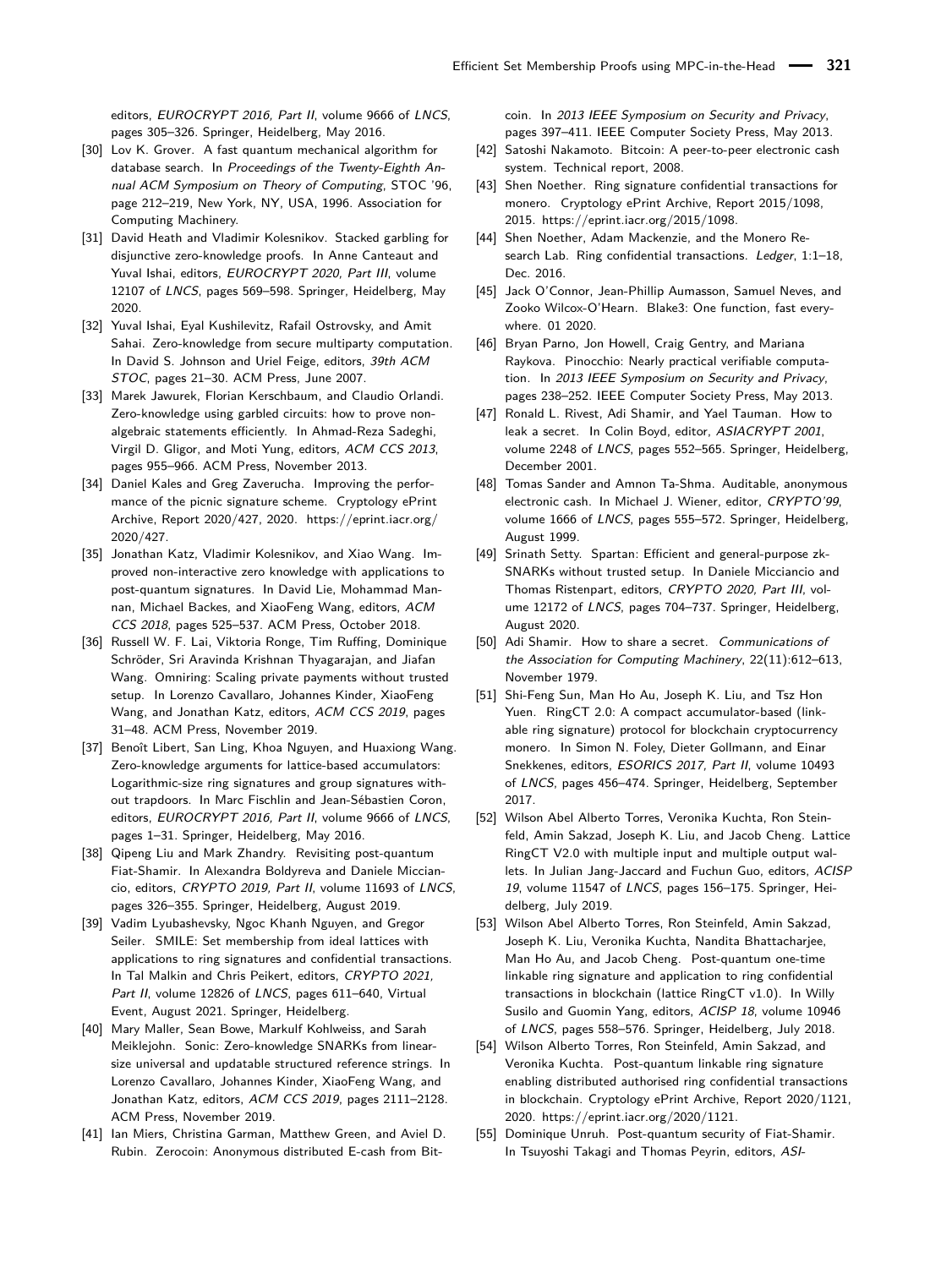editors, *EUROCRYPT 2016, Part II*, volume 9666 of *LNCS*, pages 305–326. Springer, Heidelberg, May 2016.

[30] Lov K. Grover. A fast quantum mechanical algorithm for database search. In *Proceedings of the Twenty-Eighth Annual ACM Symposium on Theory of Computing*, STOC '96, page 212–219, New York, NY, USA, 1996. Association for Computing Machinery.

[31] David Heath and Vladimir Kolesnikov. Stacked garbling for disjunctive zero-knowledge proofs. In Anne Canteaut and Yuval Ishai, editors, *EUROCRYPT 2020, Part III*, volume 12107 of *LNCS*, pages 569–598. Springer, Heidelberg, May 2020.

[32] Yuval Ishai, Eyal Kushilevitz, Rafail Ostrovsky, and Amit Sahai. Zero-knowledge from secure multiparty computation. In David S. Johnson and Uriel Feige, editors, *39th ACM STOC*, pages 21–30. ACM Press, June 2007.

[33] Marek Jawurek, Florian Kerschbaum, and Claudio Orlandi. Zero-knowledge using garbled circuits: how to prove non-algebraic statements efficiently. In Ahmad-Reza Sadeghi, Virgil D. Gligor, and Moti Yung, editors, *ACM CCS 2013*, pages 955–966. ACM Press, November 2013.

[34] Daniel Kales and Greg Zaverucha. Improving the performance of the picnic signature scheme. Cryptology ePrint Archive, Report 2020/427, 2020. https://eprint.iacr.org/2020/427.

[35] Jonathan Katz, Vladimir Kolesnikov, and Xiao Wang. Improved non-interactive zero knowledge with applications to post-quantum signatures. In David Lie, Mohammad Mannan, Michael Backes, and XiaoFeng Wang, editors, *ACM CCS 2018*, pages 525–537. ACM Press, October 2018.

[36] Russell W. F. Lai, Viktoria Ronge, Tim Ruffing, Dominique Schröder, Sri Aravinda Krishnan Thyagarajan, and Jiafan Wang. Omniring: Scaling private payments without trusted setup. In Lorenzo Cavallaro, Johannes Kinder, XiaoFeng Wang, and Jonathan Katz, editors, *ACM CCS 2019*, pages 31–48. ACM Press, November 2019.

[37] Benoît Libert, San Ling, Khoa Nguyen, and Huaxiong Wang. Zero-knowledge arguments for lattice-based accumulators: Logarithmic-size ring signatures and group signatures without trapdoors. In Marc Fischlin and Jean-Sébastien Coron, editors, *EUROCRYPT 2016, Part II*, volume 9666 of *LNCS*, pages 1–31. Springer, Heidelberg, May 2016.

[38] Qipeng Liu and Mark Zhandry. Revisiting post-quantum Fiat-Shamir. In Alexandra Boldyreva and Daniele Micciancio, editors, *CRYPTO 2019, Part II*, volume 11693 of *LNCS*, pages 326–355. Springer, Heidelberg, August 2019.

[39] Vadim Lyubashevsky, Ngoc Khanh Nguyen, and Gregor Seiler. SMILE: Set membership from ideal lattices with applications to ring signatures and confidential transactions. In Tal Malkin and Chris Peikert, editors, *CRYPTO 2021, Part II*, volume 12826 of *LNCS*, pages 611–640, Virtual Event, August 2021. Springer, Heidelberg.

[40] Mary Maller, Sean Bowe, Markulf Kohlweiss, and Sarah Meiklejohn. Sonic: Zero-knowledge SNARKs from linear-size universal and updatable structured reference strings. In Lorenzo Cavallaro, Johannes Kinder, XiaoFeng Wang, and Jonathan Katz, editors, *ACM CCS 2019*, pages 2111–2128. ACM Press, November 2019.

[41] Ian Miers, Christina Garman, Matthew Green, and Aviel D. Rubin. Zerocoin: Anonymous distributed E-cash from Bitcoin. In *2013 IEEE Symposium on Security and Privacy*, pages 397–411. IEEE Computer Society Press, May 2013.

[42] Satoshi Nakamoto. Bitcoin: A peer-to-peer electronic cash system. Technical report, 2008.

[43] Shen Noether. Ring signature confidential transactions for monero. Cryptology ePrint Archive, Report 2015/1098, 2015. https://eprint.iacr.org/2015/1098.

[44] Shen Noether, Adam Mackenzie, and the Monero Research Lab. Ring confidential transactions. *Ledger*, 1:1–18, Dec. 2016.

[45] Jack O'Connor, Jean-Phillip Aumasson, Samuel Neves, and Zooko Wilcox-O'Hearn. Blake3: One function, fast everywhere. 01 2020.

[46] Bryan Parno, Jon Howell, Craig Gentry, and Mariana Raykova. Pinocchio: Nearly practical verifiable computation. In *2013 IEEE Symposium on Security and Privacy*, pages 238–252. IEEE Computer Society Press, May 2013.

[47] Ronald L. Rivest, Adi Shamir, and Yael Tauman. How to leak a secret. In Colin Boyd, editor, *ASIACRYPT 2001*, volume 2248 of *LNCS*, pages 552–565. Springer, Heidelberg, December 2001.

[48] Tomas Sander and Amnon Ta-Shma. Auditable, anonymous electronic cash. In Michael J. Wiener, editor, *CRYPTO'99*, volume 1666 of *LNCS*, pages 555–572. Springer, Heidelberg, August 1999.

[49] Srinath Setty. Spartan: Efficient and general-purpose zkSNARKs without trusted setup. In Daniele Micciancio and Thomas Ristenpart, editors, *CRYPTO 2020, Part III*, volume 12172 of *LNCS*, pages 704–737. Springer, Heidelberg, August 2020.

[50] Adi Shamir. How to share a secret. *Communications of the Association for Computing Machinery*, 22(11):612–613, November 1979.

[51] Shi-Feng Sun, Man Ho Au, Joseph K. Liu, and Tsz Hon Yuen. RingCT 2.0: A compact accumulator-based (linkable ring signature) protocol for blockchain cryptocurrency monero. In Simon N. Foley, Dieter Gollmann, and Einar Snekkenes, editors, *ESORICS 2017, Part II*, volume 10493 of *LNCS*, pages 456–474. Springer, Heidelberg, September 2017.

[52] Wilson Abel Alberto Torres, Veronika Kuchta, Ron Steinfeld, Amin Sakzad, Joseph K. Liu, and Jacob Cheng. Lattice RingCT V2.0 with multiple input and multiple output wallets. In Julian Jang-Jaccard and Fuchun Guo, editors, *ACISP 19*, volume 11547 of *LNCS*, pages 156–175. Springer, Heidelberg, July 2019.

[53] Wilson Abel Alberto Torres, Ron Steinfeld, Amin Sakzad, Joseph K. Liu, Veronika Kuchta, Nandita Bhattacharjee, Man Ho Au, and Jacob Cheng. Post-quantum one-time linkable ring signature and application to ring confidential transactions in blockchain (lattice RingCT v1.0). In Willy Susilo and Guomin Yang, editors, *ACISP 18*, volume 10946 of *LNCS*, pages 558–576. Springer, Heidelberg, July 2018.

[54] Wilson Alberto Torres, Ron Steinfeld, Amin Sakzad, and Veronika Kuchta. Post-quantum linkable ring signature enabling distributed authorised ring confidential transactions in blockchain. Cryptology ePrint Archive, Report 2020/1121, 2020. https://eprint.iacr.org/2020/1121.

[55] Dominique Unruh. Post-quantum security of Fiat-Shamir. In Tsuyoshi Takagi and Thomas Peyrin, editors, *ASI-*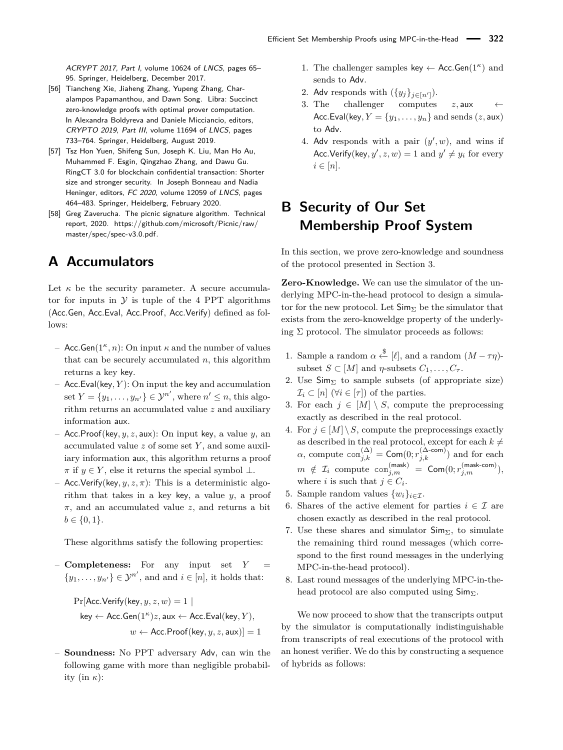ACRYPT 2017, Part I, volume 10624 of LNCS, pages 65–95. Springer, Heidelberg, December 2017.

[56] Tiancheng Xie, Jiaheng Zhang, Yupeng Zhang, Charalampos Papamanthou, and Dawn Song. Libra: Succinct zero-knowledge proofs with optimal prover computation. In Alexandra Boldyreva and Daniele Micciancio, editors, CRYPTO 2019, Part III, volume 11694 of LNCS, pages 733–764. Springer, Heidelberg, August 2019.

[57] Tsz Hon Yuen, Shifeng Sun, Joseph K. Liu, Man Ho Au, Muhammed F. Esgin, Qingzhao Zhang, and Dawu Gu. RingCT 3.0 for blockchain confidential transaction: Shorter size and stronger security. In Joseph Bonneau and Nadia Heninger, editors, FC 2020, volume 12059 of LNCS, pages 464–483. Springer, Heidelberg, February 2020.

[58] Greg Zaverucha. The picnic signature algorithm. Technical report, 2020. https://github.com/microsoft/Picnic/raw/master/spec/spec-v3.0.pdf.

# A Accumulators

Let $\kappa$ be the security parameter. A secure accumulator for inputs in $\mathcal{Y}$ is tuple of the 4 PPT algorithms ($\mathsf{Acc.Gen}$, $\mathsf{Acc.Eval}$, $\mathsf{Acc.Proof}$, $\mathsf{Acc.Verify}$) defined as follows:

– $\mathsf{Acc.Gen}(1^\kappa, n)$: On input $\kappa$ and the number of values that can be securely accumulated $n$, this algorithm returns a key $\mathsf{key}$.

– $\mathsf{Acc.Eval}(\mathsf{key}, Y)$: On input the $\mathsf{key}$ and accumulation set $Y = \{y_1, \ldots, y_{n'}\} \in \mathcal{Y}^{n'}$, where $n' \leq n$, this algorithm returns an accumulated value $z$ and auxiliary information $\mathsf{aux}$.

– $\mathsf{Acc.Proof}(\mathsf{key}, y, z, \mathsf{aux})$: On input $\mathsf{key}$, a value $y$, an accumulated value $z$ of some set $Y$, and some auxiliary information $\mathsf{aux}$, this algorithm returns a proof $\pi$ if $y \in Y$, else it returns the special symbol $\perp$.

– $\mathsf{Acc.Verify}(\mathsf{key}, y, z, \pi)$: This is a deterministic algorithm that takes in a key $\mathsf{key}$, a value $y$, a proof $\pi$, and an accumulated value $z$, and returns a bit $b \in \{0, 1\}$.

These algorithms satisfy the following properties:

– **Completeness:** For any input set $Y = \{y_1, \ldots, y_{n'}\} \in \mathcal{Y}^{n'}$, and and $i \in [n]$, it holds that:

$$\Pr[\mathsf{Acc.Verify}(\mathsf{key}, y, z, w) = 1 \mid \mathsf{key} \leftarrow \mathsf{Acc.Gen}(1^\kappa) z, \mathsf{aux} \leftarrow \mathsf{Acc.Eval}(\mathsf{key}, Y), w \leftarrow \mathsf{Acc.Proof}(\mathsf{key}, y, z, \mathsf{aux})] = 1$$

– **Soundness:** No PPT adversary $\mathsf{Adv}$, can win the following game with more than negligible probability (in $\kappa$):

1. The challenger samples $\mathsf{key} \leftarrow \mathsf{Acc.Gen}(1^\kappa)$ and sends to $\mathsf{Adv}$.
2. $\mathsf{Adv}$ responds with $(\{y_j\}_{j \in [n']})$.
3. The challenger computes $z, \mathsf{aux} \leftarrow \mathsf{Acc.Eval}(\mathsf{key}, Y = \{y_1, \ldots, y_n\}$ and sends $(z, \mathsf{aux})$ to $\mathsf{Adv}$.
4. $\mathsf{Adv}$ responds with a pair $(y', w)$, and wins if $\mathsf{Acc.Verify}(\mathsf{key}, y', z, w) = 1$ and $y' \neq y_i$ for every $i \in [n]$.

# B Security of Our Set Membership Proof System

In this section, we prove zero-knowledge and soundness of the protocol presented in Section 3.

**Zero-Knowledge.** We can use the simulator of the underlying MPC-in-the-head protocol to design a simulator for the new protocol. Let $\mathsf{Sim}_\Sigma$ be the simulator that exists from the zero-knoweldge property of the underlying $\Sigma$ protocol. The simulator proceeds as follows:

1. Sample a random $\alpha \xleftarrow{\$} [\ell]$, and a random $(M - \tau\eta)$-subset $S \subset [M]$ and $\eta$-subsets $C_1, \ldots, C_\tau$.
2. Use $\mathsf{Sim}_\Sigma$ to sample subsets (of appropriate size) $\mathcal{I}_i \subset [n]$ ($\forall i \in [\tau]$) of the parties.
3. For each $j \in [M] \setminus S$, compute the preprocessing exactly as described in the real protocol.
4. For $j \in [M] \setminus S$, compute the preprocessings exactly as described in the real protocol, except for each $k \neq \alpha$, compute $\mathtt{com}_{j,k}^{(\Delta)} = \mathsf{Com}(0; r_{j,k}^{(\Delta\text{-com})})$ and for each $m \notin \mathcal{I}_i$ compute $\mathtt{com}_{j,m}^{(\mathsf{mask})} = \mathsf{Com}(0; r_{j,m}^{(\mathsf{mask\text{-}com})})$, where $i$ is such that $j \in C_i$.
5. Sample random values $\{w_i\}_{i \in \mathcal{I}}$.
6. Shares of the active element for parties $i \in \mathcal{I}$ are chosen exactly as described in the real protocol.
7. Use these shares and simulator $\mathsf{Sim}_\Sigma$, to simulate the remaining third round messages (which correspond to the first round messages in the underlying MPC-in-the-head protocol).
8. Last round messages of the underlying MPC-in-the-head protocol are also computed using $\mathsf{Sim}_\Sigma$.

We now proceed to show that the transcripts output by the simulator is computationally indistinguishable from transcripts of real executions of the protocol with an honest verifier. We do this by constructing a sequence of hybrids as follows: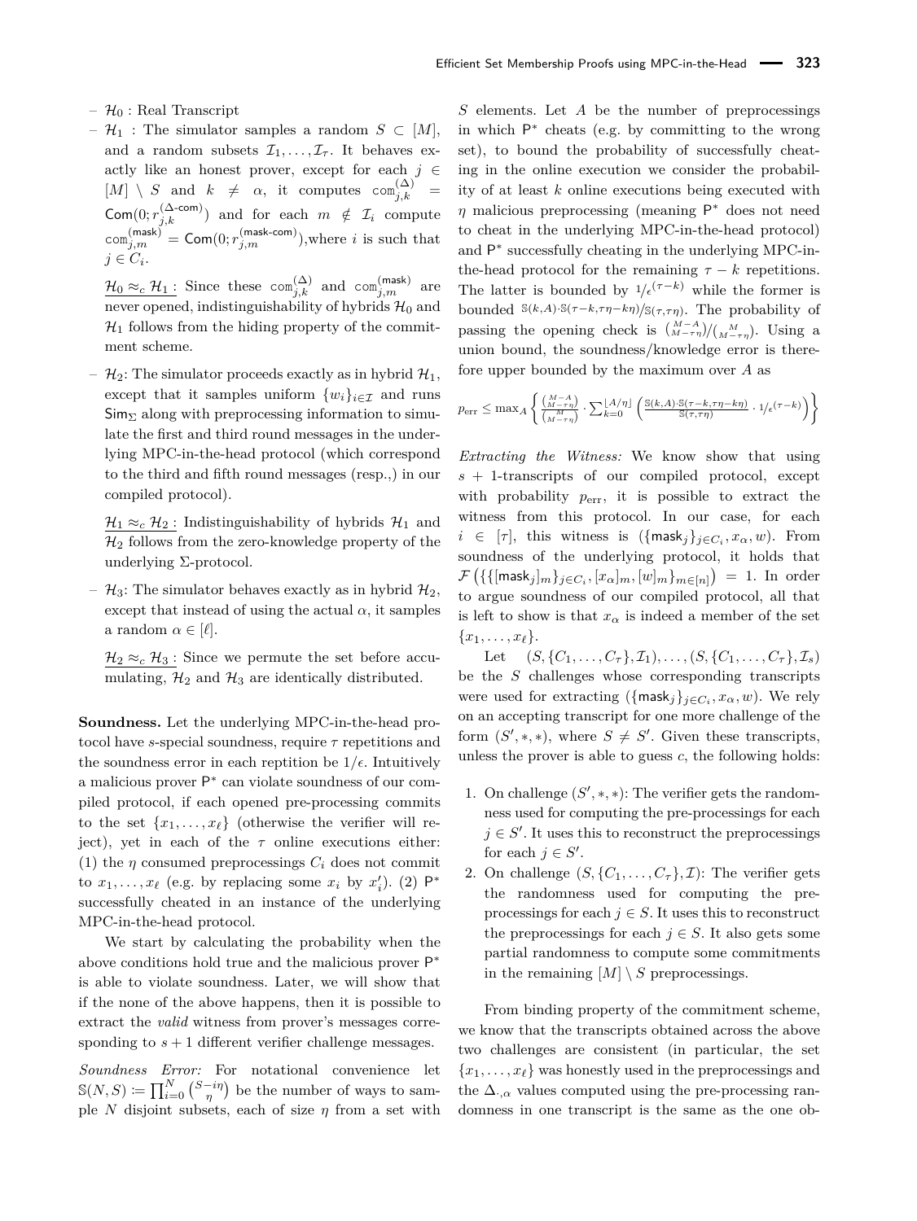– $\mathcal{H}_0$ : Real Transcript

– $\mathcal{H}_1$ : The simulator samples a random $S \subset [M]$, and a random subsets $\mathcal{I}_1, \ldots, \mathcal{I}_\tau$. It behaves exactly like an honest prover, except for each $j \in [M] \setminus S$ and $k \neq \alpha$, it computes $\texttt{com}^{(\Delta)}_{j,k} = \mathsf{Com}(0; r^{(\Delta\text{-com})}_{j,k})$ and for each $m \notin \mathcal{I}_i$ compute $\texttt{com}^{(\mathsf{mask})}_{j,m} = \mathsf{Com}(0; r^{(\mathsf{mask}\text{-com})}_{j,m})$,where $i$ is such that $j \in C_i$.

  $\underline{\mathcal{H}_0 \approx_c \mathcal{H}_1 :}$ Since these $\texttt{com}^{(\Delta)}_{j,k}$ and $\texttt{com}^{(\mathsf{mask})}_{j,m}$ are never opened, indistinguishability of hybrids $\mathcal{H}_0$ and $\mathcal{H}_1$ follows from the hiding property of the commitment scheme.

– $\mathcal{H}_2$: The simulator proceeds exactly as in hybrid $\mathcal{H}_1$, except that it samples uniform $\{w_i\}_{i \in \mathcal{I}}$ and runs $\mathsf{Sim}_\Sigma$ along with preprocessing information to simulate the first and third round messages in the underlying MPC-in-the-head protocol (which correspond to the third and fifth round messages (resp.,) in our compiled protocol).

  $\underline{\mathcal{H}_1 \approx_c \mathcal{H}_2 :}$ Indistinguishability of hybrids $\mathcal{H}_1$ and $\mathcal{H}_2$ follows from the zero-knowledge property of the underlying Σ-protocol.

– $\mathcal{H}_3$: The simulator behaves exactly as in hybrid $\mathcal{H}_2$, except that instead of using the actual $\alpha$, it samples a random $\alpha \in [\ell]$.

  $\underline{\mathcal{H}_2 \approx_c \mathcal{H}_3 :}$ Since we permute the set before accumulating, $\mathcal{H}_2$ and $\mathcal{H}_3$ are identically distributed.

**Soundness.** Let the underlying MPC-in-the-head protocol have $s$-special soundness, require $\tau$ repetitions and the soundness error in each reptition be $1/\epsilon$. Intuitively a malicious prover $\mathsf{P}^*$ can violate soundness of our compiled protocol, if each opened pre-processing commits to the set $\{x_1, \ldots, x_\ell\}$ (otherwise the verifier will reject), yet in each of the $\tau$ online executions either: (1) the $\eta$ consumed preprocessings $C_i$ does not commit to $x_1, \ldots, x_\ell$ (e.g. by replacing some $x_i$ by $x_i'$). (2) $\mathsf{P}^*$ successfully cheated in an instance of the underlying MPC-in-the-head protocol.

We start by calculating the probability when the above conditions hold true and the malicious prover $\mathsf{P}^*$ is able to violate soundness. Later, we will show that if the none of the above happens, then it is possible to extract the *valid* witness from prover's messages corresponding to $s+1$ different verifier challenge messages.

*Soundness Error:* For notational convenience let $\mathbb{S}(N, S) \coloneqq \prod_{i=0}^{N} \binom{S - i\eta}{\eta}$ be the number of ways to sample $N$ disjoint subsets, each of size $\eta$ from a set with $S$ elements. Let $A$ be the number of preprocessings in which $\mathsf{P}^*$ cheats (e.g. by committing to the wrong set), to bound the probability of successfully cheating in the online execution we consider the probability of at least $k$ online executions being executed with $\eta$ malicious preprocessing (meaning $\mathsf{P}^*$ does not need to cheat in the underlying MPC-in-the-head protocol) and $\mathsf{P}^*$ successfully cheating in the underlying MPC-in-the-head protocol for the remaining $\tau - k$ repetitions. The latter is bounded by ${}^{1}/_{\epsilon^{(\tau-k)}}$ while the former is bounded ${}^{\mathbb{S}(k,A) \cdot \mathbb{S}(\tau-k, \tau\eta-k\eta)}/_{\mathbb{S}(\tau,\tau\eta)}$. The probability of passing the opening check is $\binom{M-A}{M-\tau\eta} / \binom{M}{M-\tau\eta}$. Using a union bound, the soundness/knowledge error is therefore upper bounded by the maximum over $A$ as

$$p_{\text{err}} \leq \max_A \left\{ \frac{\binom{M-A}{M-\tau\eta}}{\binom{M}{M-\tau\eta}} \cdot \sum_{k=0}^{\lfloor A/\eta \rfloor} \left( \frac{\mathbb{S}(k,A) \cdot \mathbb{S}(\tau-k, \tau\eta-k\eta)}{\mathbb{S}(\tau,\tau\eta)} \cdot {}^{1}/_{\epsilon^{(\tau-k)}} \right) \right\}$$

*Extracting the Witness:* We know show that using $s+1$-transcripts of our compiled protocol, except with probability $p_{\text{err}}$, it is possible to extract the witness from this protocol. In our case, for each $i \in [\tau]$, this witness is $(\{\mathsf{mask}_j\}_{j \in C_i}, x_\alpha, w)$. From soundness of the underlying protocol, it holds that $\mathcal{F}\left(\{\{[\mathsf{mask}_j]_m\}_{j \in C_i}, [x_\alpha]_m, [w]_m\}_{m \in [n]}\right) = 1$. In order to argue soundness of our compiled protocol, all that is left to show is that $x_\alpha$ is indeed a member of the set $\{x_1, \ldots, x_\ell\}$.

Let $(S, \{C_1, \ldots, C_\tau\}, \mathcal{I}_1), \ldots, (S, \{C_1, \ldots, C_\tau\}, \mathcal{I}_s)$ be the $S$ challenges whose corresponding transcripts were used for extracting $(\{\mathsf{mask}_j\}_{j \in C_i}, x_\alpha, w)$. We rely on an accepting transcript for one more challenge of the form $(S', *, *)$, where $S \neq S'$. Given these transcripts, unless the prover is able to guess $c$, the following holds:

1. On challenge $(S', *, *)$: The verifier gets the randomness used for computing the pre-processings for each $j \in S'$. It uses this to reconstruct the preprocessings for each $j \in S'$.
2. On challenge $(S, \{C_1, \ldots, C_\tau\}, \mathcal{I})$: The verifier gets the randomness used for computing the preprocessings for each $j \in S$. It uses this to reconstruct the preprocessings for each $j \in S$. It also gets some partial randomness to compute some commitments in the remaining $[M] \setminus S$ preprocessings.

From binding property of the commitment scheme, we know that the transcripts obtained across the above two challenges are consistent (in particular, the set $\{x_1, \ldots, x_\ell\}$ was honestly used in the preprocessings and the $\Delta_{\cdot,\alpha}$ values computed using the pre-processing randomness in one transcript is the same as the one ob-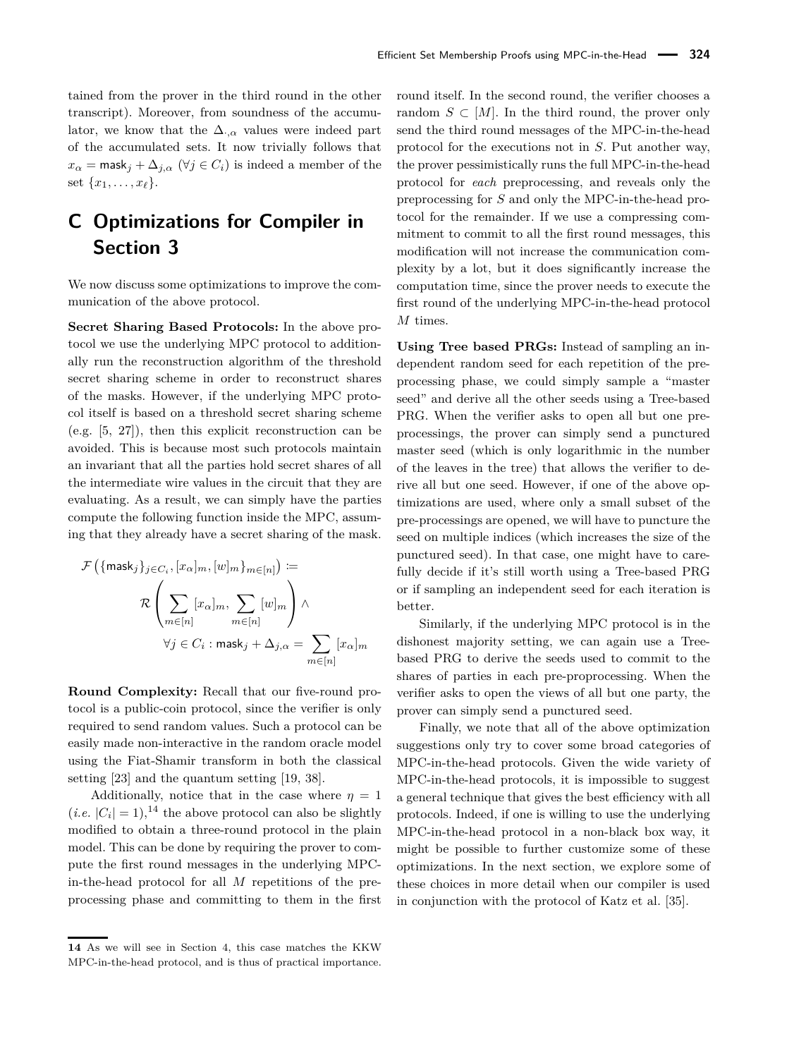tained from the prover in the third round in the other transcript). Moreover, from soundness of the accumulator, we know that the $\Delta_{\cdot,\alpha}$ values were indeed part of the accumulated sets. It now trivially follows that $x_\alpha = \mathsf{mask}_j + \Delta_{j,\alpha}$ ($\forall j \in C_i$) is indeed a member of the set $\{x_1, \ldots, x_\ell\}$.

## C Optimizations for Compiler in Section 3

We now discuss some optimizations to improve the communication of the above protocol.

**Secret Sharing Based Protocols:** In the above protocol we use the underlying MPC protocol to additionally run the reconstruction algorithm of the threshold secret sharing scheme in order to reconstruct shares of the masks. However, if the underlying MPC protocol itself is based on a threshold secret sharing scheme (e.g. [5, 27]), then this explicit reconstruction can be avoided. This is because most such protocols maintain an invariant that all the parties hold secret shares of all the intermediate wire values in the circuit that they are evaluating. As a result, we can simply have the parties compute the following function inside the MPC, assuming that they already have a secret sharing of the mask.

$$\mathcal{F}\left(\{\mathsf{mask}_j\}_{j\in C_i}, [x_\alpha]_m, [w]_m\}_{m\in[n]}\right) := \mathcal{R}\left(\sum_{m\in[n]}[x_\alpha]_m, \sum_{m\in[n]}[w]_m\right) \wedge \forall j \in C_i : \mathsf{mask}_j + \Delta_{j,\alpha} = \sum_{m\in[n]}[x_\alpha]_m$$

**Round Complexity:** Recall that our five-round protocol is a public-coin protocol, since the verifier is only required to send random values. Such a protocol can be easily made non-interactive in the random oracle model using the Fiat-Shamir transform in both the classical setting [23] and the quantum setting [19, 38].

Additionally, notice that in the case where $\eta = 1$ (*i.e.* $|C_i| = 1$),[14] the above protocol can also be slightly modified to obtain a three-round protocol in the plain model. This can be done by requiring the prover to compute the first round messages in the underlying MPC-in-the-head protocol for all $M$ repetitions of the preprocessing phase and committing to them in the first round itself. In the second round, the verifier chooses a random $S \subset [M]$. In the third round, the prover only send the third round messages of the MPC-in-the-head protocol for the executions not in $S$. Put another way, the prover pessimistically runs the full MPC-in-the-head protocol for *each* preprocessing, and reveals only the preprocessing for $S$ and only the MPC-in-the-head protocol for the remainder. If we use a compressing commitment to commit to all the first round messages, this modification will not increase the communication complexity by a lot, but it does significantly increase the computation time, since the prover needs to execute the first round of the underlying MPC-in-the-head protocol $M$ times.

**Using Tree based PRGs:** Instead of sampling an independent random seed for each repetition of the preprocessing phase, we could simply sample a "master seed" and derive all the other seeds using a Tree-based PRG. When the verifier asks to open all but one preprocessings, the prover can simply send a punctured master seed (which is only logarithmic in the number of the leaves in the tree) that allows the verifier to derive all but one seed. However, if one of the above optimizations are used, where only a small subset of the pre-processings are opened, we will have to puncture the seed on multiple indices (which increases the size of the punctured seed). In that case, one might have to carefully decide if it's still worth using a Tree-based PRG or if sampling an independent seed for each iteration is better.

Similarly, if the underlying MPC protocol is in the dishonest majority setting, we can again use a Tree-based PRG to derive the seeds used to commit to the shares of parties in each pre-proprocessing. When the verifier asks to open the views of all but one party, the prover can simply send a punctured seed.

Finally, we note that all of the above optimization suggestions only try to cover some broad categories of MPC-in-the-head protocols. Given the wide variety of MPC-in-the-head protocols, it is impossible to suggest a general technique that gives the best efficiency with all protocols. Indeed, if one is willing to use the underlying MPC-in-the-head protocol in a non-black box way, it might be possible to further customize some of these optimizations. In the next section, we explore some of these choices in more detail when our compiler is used in conjunction with the protocol of Katz et al. [35].

---

[14] As we will see in Section 4, this case matches the KKW MPC-in-the-head protocol, and is thus of practical importance.